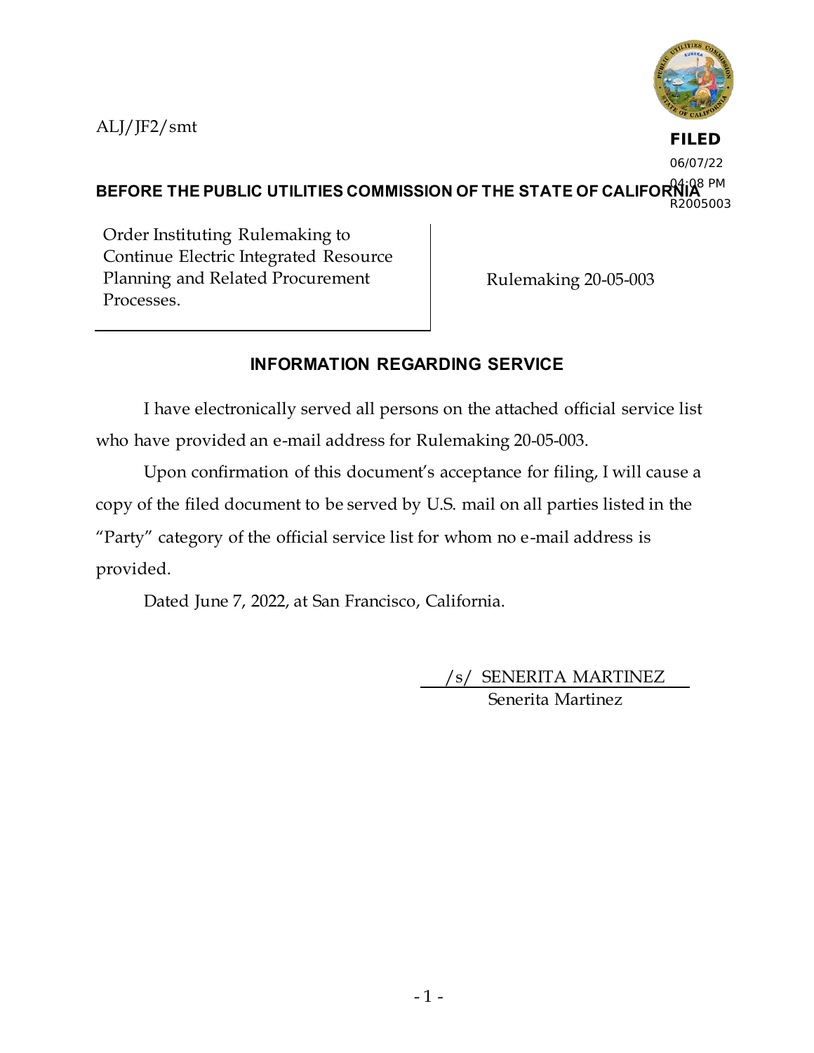ALJ/JF2/smt

**FILED**
06/07/22
04:08 PM
R2005003

**BEFORE THE PUBLIC UTILITIES COMMISSION OF THE STATE OF CALIFORNIA**

| Order Instituting Rulemaking to Continue Electric Integrated Resource Planning and Related Procurement Processes. | Rulemaking 20-05-003 |
| --- | --- |

## INFORMATION REGARDING SERVICE

I have electronically served all persons on the attached official service list who have provided an e-mail address for Rulemaking 20-05-003.

Upon confirmation of this document's acceptance for filing, I will cause a copy of the filed document to be served by U.S. mail on all parties listed in the "Party" category of the official service list for whom no e-mail address is provided.

Dated June 7, 2022, at San Francisco, California.

/s/ SENERITA MARTINEZ
Senerita Martinez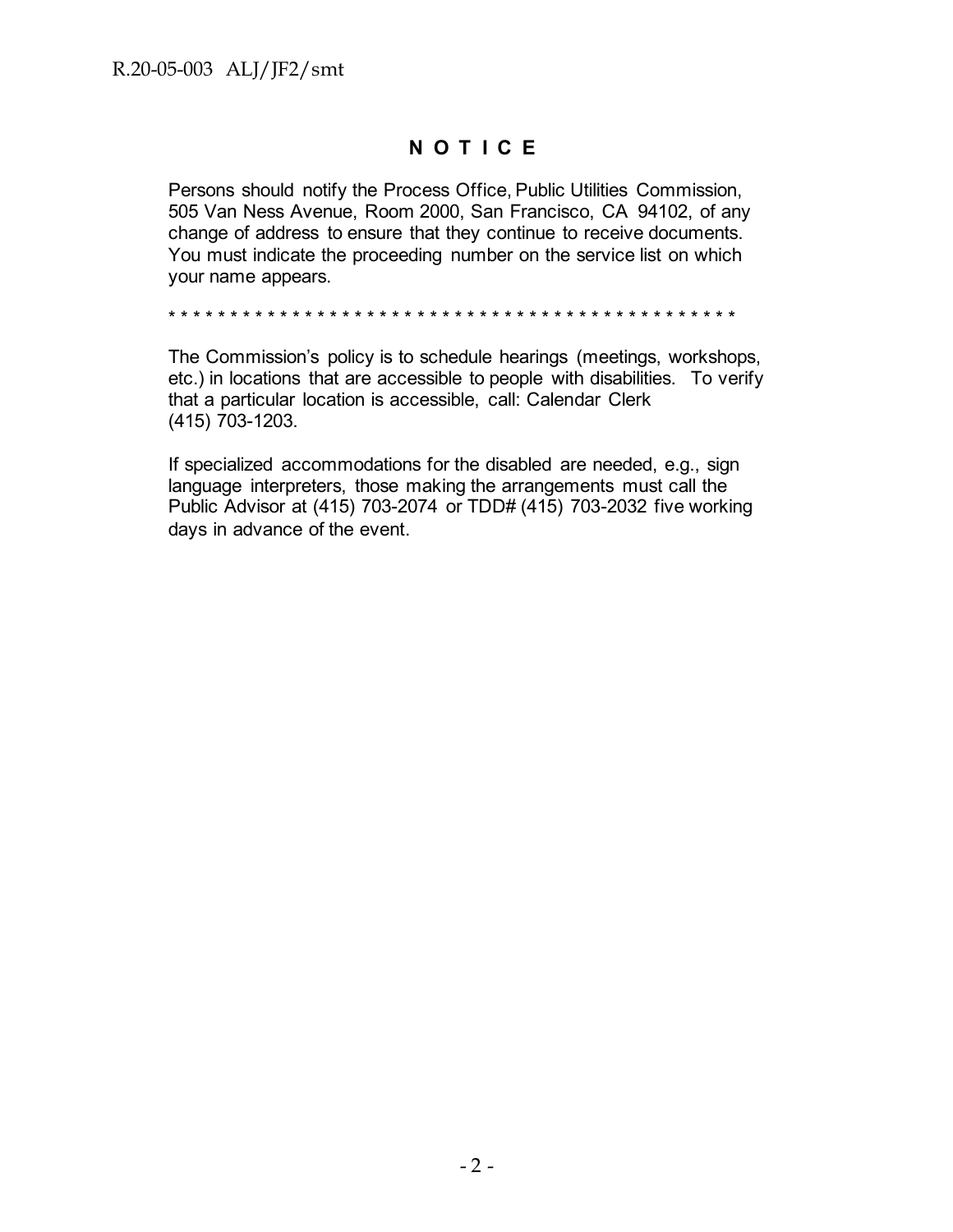# N O T I C E

Persons should notify the Process Office, Public Utilities Commission, 505 Van Ness Avenue, Room 2000, San Francisco, CA 94102, of any change of address to ensure that they continue to receive documents. You must indicate the proceeding number on the service list on which your name appears.

* * * * * * * * * * * * * * * * * * * * * * * * * * * * * * * * * * * * * * * * * * * * * * * * * *

The Commission's policy is to schedule hearings (meetings, workshops, etc.) in locations that are accessible to people with disabilities. To verify that a particular location is accessible, call: Calendar Clerk (415) 703-1203.

If specialized accommodations for the disabled are needed, e.g., sign language interpreters, those making the arrangements must call the Public Advisor at (415) 703-2074 or TDD# (415) 703-2032 five working days in advance of the event.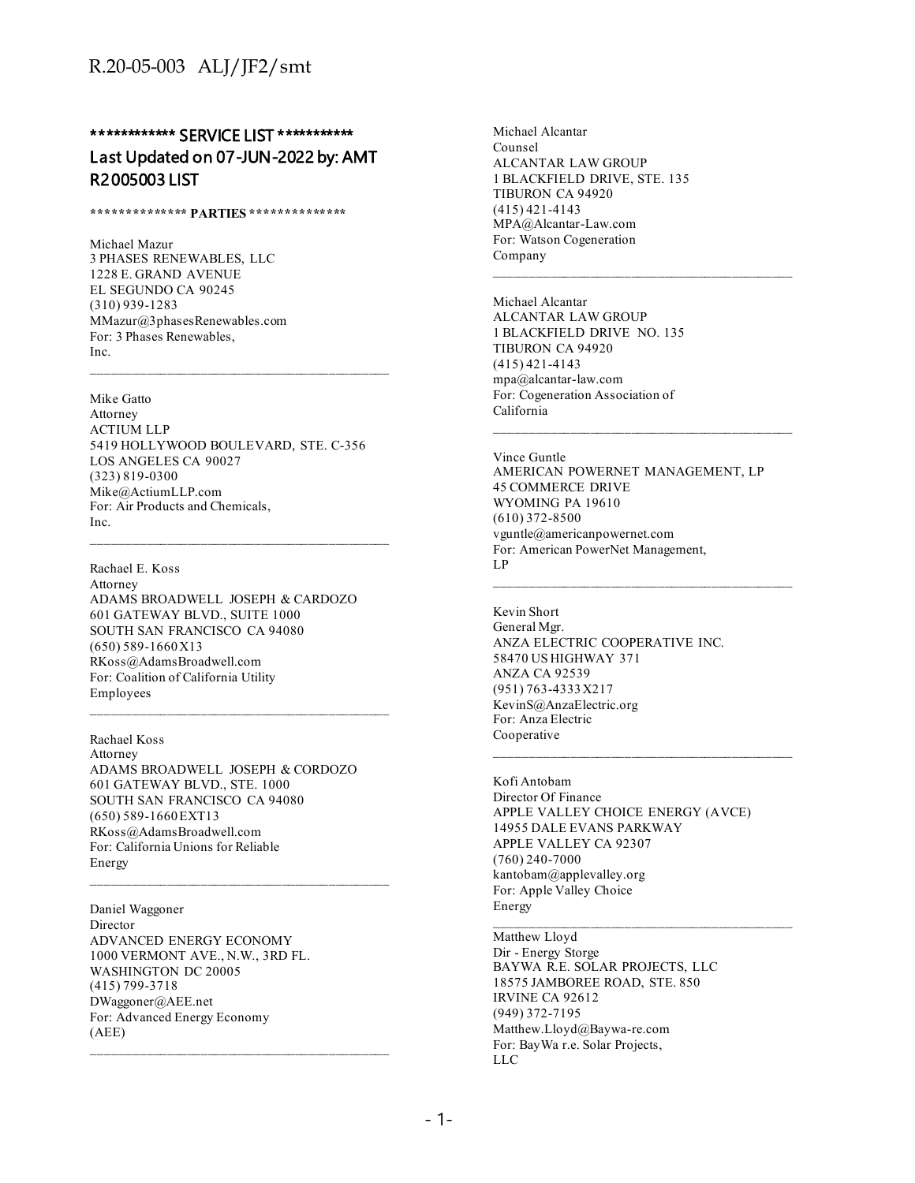**\*\*\*\*\*\*\*\*\*\*\*\* SERVICE LIST \*\*\*\*\*\*\*\*\*\*\***

**Last Updated on 07-JUN-2022 by: AMT**

**R2005003 LIST**

**\*\*\*\*\*\*\*\*\*\*\*\*\*\* PARTIES \*\*\*\*\*\*\*\*\*\*\*\*\*\***

Michael Mazur
3 PHASES RENEWABLES, LLC
1228 E. GRAND AVENUE
EL SEGUNDO CA 90245
(310) 939-1283
MMazur@3phasesRenewables.com
For: 3 Phases Renewables, Inc.

---

Mike Gatto
Attorney
ACTIUM LLP
5419 HOLLYWOOD BOULEVARD, STE. C-356
LOS ANGELES CA 90027
(323) 819-0300
Mike@ActiumLLP.com
For: Air Products and Chemicals, Inc.

---

Rachael E. Koss
Attorney
ADAMS BROADWELL JOSEPH & CARDOZO
601 GATEWAY BLVD., SUITE 1000
SOUTH SAN FRANCISCO CA 94080
(650) 589-1660 X13
RKoss@AdamsBroadwell.com
For: Coalition of California Utility Employees

---

Rachael Koss
Attorney
ADAMS BROADWELL JOSEPH & CORDOZO
601 GATEWAY BLVD., STE. 1000
SOUTH SAN FRANCISCO CA 94080
(650) 589-1660 EXT13
RKoss@AdamsBroadwell.com
For: California Unions for Reliable Energy

---

Daniel Waggoner
Director
ADVANCED ENERGY ECONOMY
1000 VERMONT AVE., N.W., 3RD FL.
WASHINGTON DC 20005
(415) 799-3718
DWaggoner@AEE.net
For: Advanced Energy Economy (AEE)

---

Michael Alcantar
Counsel
ALCANTAR LAW GROUP
1 BLACKFIELD DRIVE, STE. 135
TIBURON CA 94920
(415) 421-4143
MPA@Alcantar-Law.com
For: Watson Cogeneration Company

---

Michael Alcantar
ALCANTAR LAW GROUP
1 BLACKFIELD DRIVE NO. 135
TIBURON CA 94920
(415) 421-4143
mpa@alcantar-law.com
For: Cogeneration Association of California

---

Vince Guntle
AMERICAN POWERNET MANAGEMENT, LP
45 COMMERCE DRIVE
WYOMING PA 19610
(610) 372-8500
vguntle@americanpowernet.com
For: American PowerNet Management, LP

---

Kevin Short
General Mgr.
ANZA ELECTRIC COOPERATIVE INC.
58470 US HIGHWAY 371
ANZA CA 92539
(951) 763-4333 X217
KevinS@AnzaElectric.org
For: Anza Electric Cooperative

---

Kofi Antobam
Director Of Finance
APPLE VALLEY CHOICE ENERGY (AVCE)
14955 DALE EVANS PARKWAY
APPLE VALLEY CA 92307
(760) 240-7000
kantobam@applevalley.org
For: Apple Valley Choice Energy

---

Matthew Lloyd
Dir - Energy Storge
BAYWA R.E. SOLAR PROJECTS, LLC
18575 JAMBOREE ROAD, STE. 850
IRVINE CA 92612
(949) 372-7195
Matthew.Lloyd@Baywa-re.com
For: BayWa r.e. Solar Projects, LLC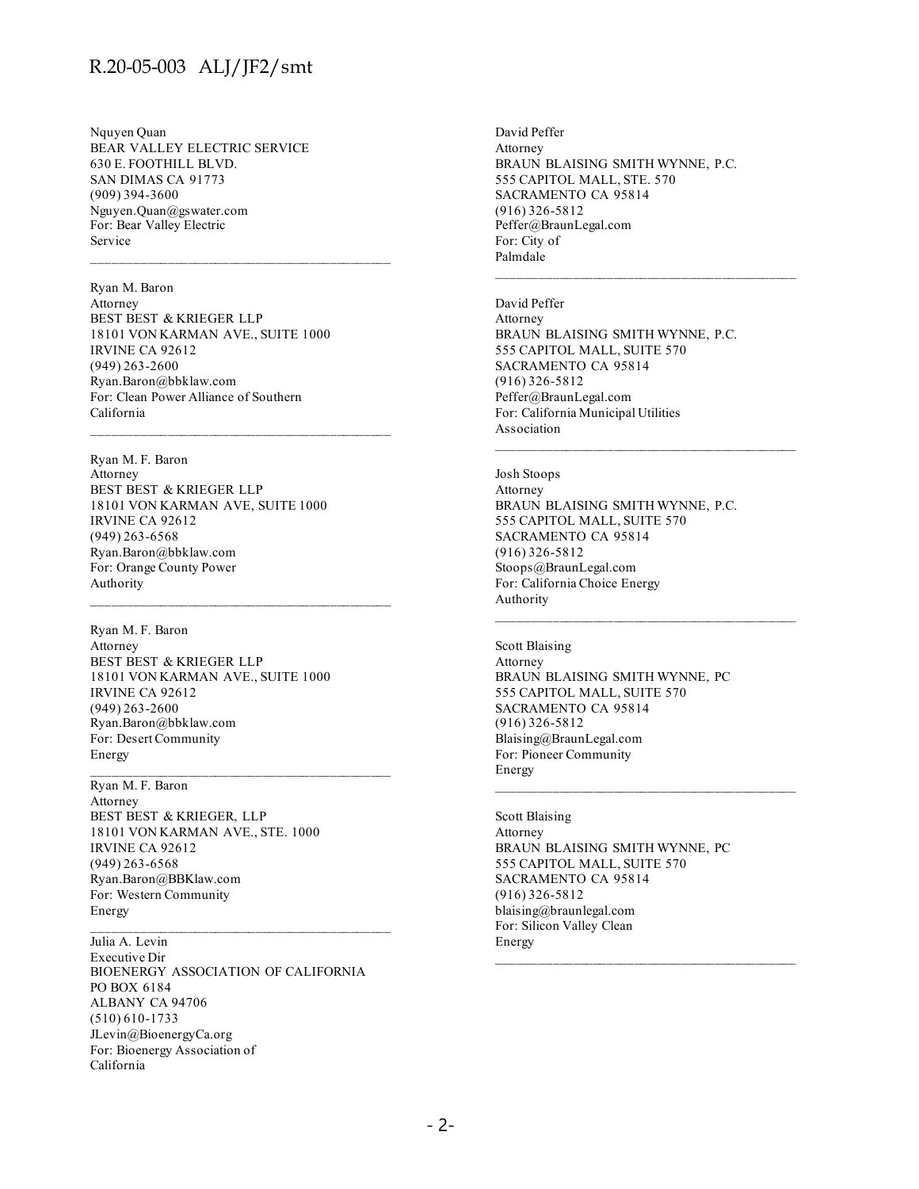Nquyen Quan
BEAR VALLEY ELECTRIC SERVICE
630 E. FOOTHILL BLVD.
SAN DIMAS CA 91773
(909) 394-3600
Nguyen.Quan@gswater.com
For: Bear Valley Electric Service

---

Ryan M. Baron
Attorney
BEST BEST & KRIEGER LLP
18101 VON KARMAN AVE., SUITE 1000
IRVINE CA 92612
(949) 263-2600
Ryan.Baron@bbklaw.com
For: Clean Power Alliance of Southern California

---

Ryan M. F. Baron
Attorney
BEST BEST & KRIEGER LLP
18101 VON KARMAN AVE, SUITE 1000
IRVINE CA 92612
(949) 263-6568
Ryan.Baron@bbklaw.com
For: Orange County Power Authority

---

Ryan M. F. Baron
Attorney
BEST BEST & KRIEGER LLP
18101 VON KARMAN AVE., SUITE 1000
IRVINE CA 92612
(949) 263-2600
Ryan.Baron@bbklaw.com
For: Desert Community Energy

---

Ryan M. F. Baron
Attorney
BEST BEST & KRIEGER, LLP
18101 VON KARMAN AVE., STE. 1000
IRVINE CA 92612
(949) 263-6568
Ryan.Baron@BBKlaw.com
For: Western Community Energy

---

Julia A. Levin
Executive Dir
BIOENERGY ASSOCIATION OF CALIFORNIA
PO BOX 6184
ALBANY CA 94706
(510) 610-1733
JLevin@BioenergyCa.org
For: Bioenergy Association of California

David Peffer
Attorney
BRAUN BLAISING SMITH WYNNE, P.C.
555 CAPITOL MALL, STE. 570
SACRAMENTO CA 95814
(916) 326-5812
Peffer@BraunLegal.com
For: City of Palmdale

---

David Peffer
Attorney
BRAUN BLAISING SMITH WYNNE, P.C.
555 CAPITOL MALL, SUITE 570
SACRAMENTO CA 95814
(916) 326-5812
Peffer@BraunLegal.com
For: California Municipal Utilities Association

---

Josh Stoops
Attorney
BRAUN BLAISING SMITH WYNNE, P.C.
555 CAPITOL MALL, SUITE 570
SACRAMENTO CA 95814
(916) 326-5812
Stoops@BraunLegal.com
For: California Choice Energy Authority

---

Scott Blaising
Attorney
BRAUN BLAISING SMITH WYNNE, PC
555 CAPITOL MALL, SUITE 570
SACRAMENTO CA 95814
(916) 326-5812
Blaising@BraunLegal.com
For: Pioneer Community Energy

---

Scott Blaising
Attorney
BRAUN BLAISING SMITH WYNNE, PC
555 CAPITOL MALL, SUITE 570
SACRAMENTO CA 95814
(916) 326-5812
blaising@braunlegal.com
For: Silicon Valley Clean Energy

---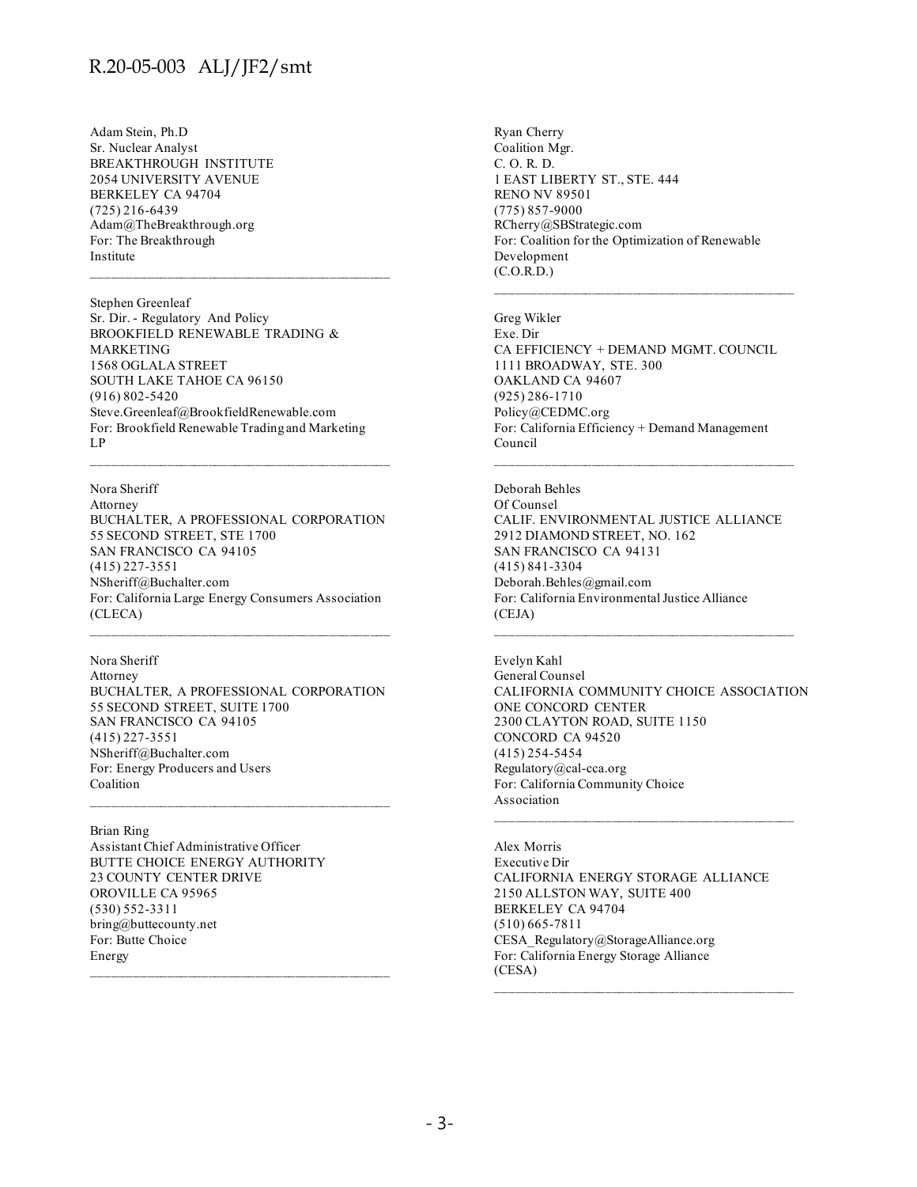Adam Stein, Ph.D
Sr. Nuclear Analyst
BREAKTHROUGH INSTITUTE
2054 UNIVERSITY AVENUE
BERKELEY CA 94704
(725) 216-6439
Adam@TheBreakthrough.org
For: The Breakthrough Institute

---

Stephen Greenleaf
Sr. Dir. - Regulatory And Policy
BROOKFIELD RENEWABLE TRADING & MARKETING
1568 OGLALA STREET
SOUTH LAKE TAHOE CA 96150
(916) 802-5420
Steve.Greenleaf@BrookfieldRenewable.com
For: Brookfield Renewable Trading and Marketing LP

---

Nora Sheriff
Attorney
BUCHALTER, A PROFESSIONAL CORPORATION
55 SECOND STREET, STE 1700
SAN FRANCISCO CA 94105
(415) 227-3551
NSheriff@Buchalter.com
For: California Large Energy Consumers Association (CLECA)

---

Nora Sheriff
Attorney
BUCHALTER, A PROFESSIONAL CORPORATION
55 SECOND STREET, SUITE 1700
SAN FRANCISCO CA 94105
(415) 227-3551
NSheriff@Buchalter.com
For: Energy Producers and Users Coalition

---

Brian Ring
Assistant Chief Administrative Officer
BUTTE CHOICE ENERGY AUTHORITY
23 COUNTY CENTER DRIVE
OROVILLE CA 95965
(530) 552-3311
bring@buttecounty.net
For: Butte Choice Energy

---

Ryan Cherry
Coalition Mgr.
C. O. R. D.
1 EAST LIBERTY ST., STE. 444
RENO NV 89501
(775) 857-9000
RCherry@SBStrategic.com
For: Coalition for the Optimization of Renewable Development (C.O.R.D.)

---

Greg Wikler
Exe. Dir
CA EFFICIENCY + DEMAND MGMT. COUNCIL
1111 BROADWAY, STE. 300
OAKLAND CA 94607
(925) 286-1710
Policy@CEDMC.org
For: California Efficiency + Demand Management Council

---

Deborah Behles
Of Counsel
CALIF. ENVIRONMENTAL JUSTICE ALLIANCE
2912 DIAMOND STREET, NO. 162
SAN FRANCISCO CA 94131
(415) 841-3304
Deborah.Behles@gmail.com
For: California Environmental Justice Alliance (CEJA)

---

Evelyn Kahl
General Counsel
CALIFORNIA COMMUNITY CHOICE ASSOCIATION
ONE CONCORD CENTER
2300 CLAYTON ROAD, SUITE 1150
CONCORD CA 94520
(415) 254-5454
Regulatory@cal-cca.org
For: California Community Choice Association

---

Alex Morris
Executive Dir
CALIFORNIA ENERGY STORAGE ALLIANCE
2150 ALLSTON WAY, SUITE 400
BERKELEY CA 94704
(510) 665-7811
CESA_Regulatory@StorageAlliance.org
For: California Energy Storage Alliance (CESA)

---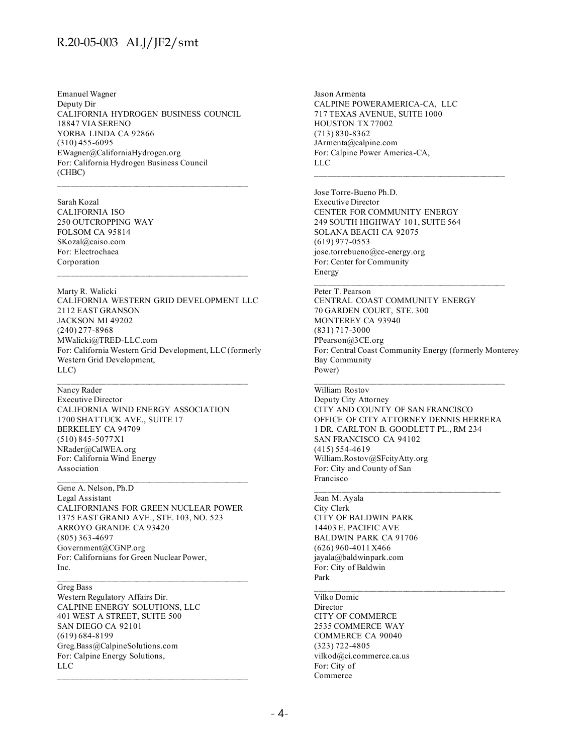Emanuel Wagner
Deputy Dir
CALIFORNIA HYDROGEN BUSINESS COUNCIL
18847 VIA SERENO
YORBA LINDA CA 92866
(310) 455-6095
EWagner@CaliforniaHydrogen.org
For: California Hydrogen Business Council (CHBC)

---

Sarah Kozal
CALIFORNIA ISO
250 OUTCROPPING WAY
FOLSOM CA 95814
SKozal@caiso.com
For: Electrochaea Corporation

---

Marty R. Walicki
CALIFORNIA WESTERN GRID DEVELOPMENT LLC
2112 EAST GRANSON
JACKSON MI 49202
(240) 277-8968
MWalicki@TRED-LLC.com
For: California Western Grid Development, LLC (formerly Western Grid Development, LLC)

---

Nancy Rader
Executive Director
CALIFORNIA WIND ENERGY ASSOCIATION
1700 SHATTUCK AVE., SUITE 17
BERKELEY CA 94709
(510) 845-5077 X1
NRader@CalWEA.org
For: California Wind Energy Association

---

Gene A. Nelson, Ph.D
Legal Assistant
CALIFORNIANS FOR GREEN NUCLEAR POWER
1375 EAST GRAND AVE., STE. 103, NO. 523
ARROYO GRANDE CA 93420
(805) 363-4697
Government@CGNP.org
For: Californians for Green Nuclear Power, Inc.

---

Greg Bass
Western Regulatory Affairs Dir.
CALPINE ENERGY SOLUTIONS, LLC
401 WEST A STREET, SUITE 500
SAN DIEGO CA 92101
(619) 684-8199
Greg.Bass@CalpineSolutions.com
For: Calpine Energy Solutions, LLC

---

Jason Armenta
CALPINE POWERAMERICA-CA, LLC
717 TEXAS AVENUE, SUITE 1000
HOUSTON TX 77002
(713) 830-8362
JArmenta@calpine.com
For: Calpine Power America-CA, LLC

---

Jose Torre-Bueno Ph.D.
Executive Director
CENTER FOR COMMUNITY ENERGY
249 SOUTH HIGHWAY 101, SUITE 564
SOLANA BEACH CA 92075
(619) 977-0553
jose.torrebueno@cc-energy.org
For: Center for Community Energy

---

Peter T. Pearson
CENTRAL COAST COMMUNITY ENERGY
70 GARDEN COURT, STE. 300
MONTEREY CA 93940
(831) 717-3000
PPearson@3CE.org
For: Central Coast Community Energy (formerly Monterey Bay Community Power)

---

William Rostov
Deputy City Attorney
CITY AND COUNTY OF SAN FRANCISCO
OFFICE OF CITY ATTORNEY DENNIS HERRERA
1 DR. CARLTON B. GOODLETT PL., RM 234
SAN FRANCISCO CA 94102
(415) 554-4619
William.Rostov@SFcityAtty.org
For: City and County of San Francisco

---

Jean M. Ayala
City Clerk
CITY OF BALDWIN PARK
14403 E. PACIFIC AVE
BALDWIN PARK CA 91706
(626) 960-4011 X466
jayala@baldwinpark.com
For: City of Baldwin Park

---

Vilko Domic
Director
CITY OF COMMERCE
2535 COMMERCE WAY
COMMERCE CA 90040
(323) 722-4805
vilkod@ci.commerce.ca.us
For: City of Commerce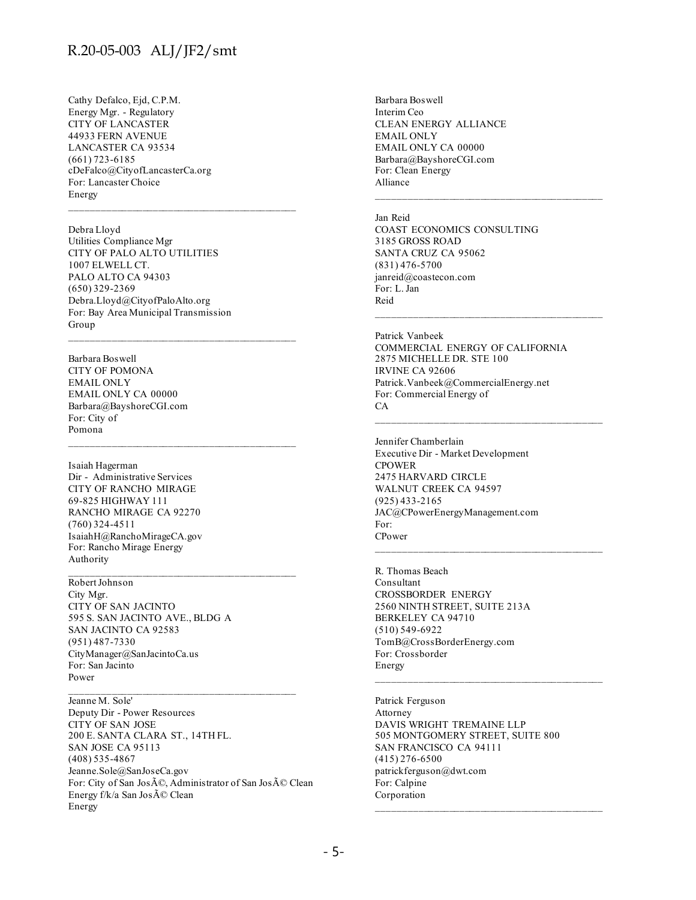Cathy Defalco, Ejd, C.P.M.
Energy Mgr. - Regulatory
CITY OF LANCASTER
44933 FERN AVENUE
LANCASTER CA 93534
(661) 723-6185
cDeFalco@CityofLancasterCa.org
For: Lancaster Choice Energy

---

Debra Lloyd
Utilities Compliance Mgr
CITY OF PALO ALTO UTILITIES
1007 ELWELL CT.
PALO ALTO CA 94303
(650) 329-2369
Debra.Lloyd@CityofPaloAlto.org
For: Bay Area Municipal Transmission Group

---

Barbara Boswell
CITY OF POMONA
EMAIL ONLY
EMAIL ONLY CA 00000
Barbara@BayshoreCGI.com
For: City of Pomona

---

Isaiah Hagerman
Dir - Administrative Services
CITY OF RANCHO MIRAGE
69-825 HIGHWAY 111
RANCHO MIRAGE CA 92270
(760) 324-4511
IsaiahH@RanchoMirageCA.gov
For: Rancho Mirage Energy Authority

---

Robert Johnson
City Mgr.
CITY OF SAN JACINTO
595 S. SAN JACINTO AVE., BLDG A
SAN JACINTO CA 92583
(951) 487-7330
CityManager@SanJacintoCa.us
For: San Jacinto Power

---

Jeanne M. Sole'
Deputy Dir - Power Resources
CITY OF SAN JOSE
200 E. SANTA CLARA ST., 14TH FL.
SAN JOSE CA 95113
(408) 535-4867
Jeanne.Sole@SanJoseCa.gov
For: City of San JosÃ©, Administrator of San JosÃ© Clean Energy f/k/a San JosÃ© Clean Energy

---

Barbara Boswell
Interim Ceo
CLEAN ENERGY ALLIANCE
EMAIL ONLY
EMAIL ONLY CA 00000
Barbara@BayshoreCGI.com
For: Clean Energy Alliance

---

Jan Reid
COAST ECONOMICS CONSULTING
3185 GROSS ROAD
SANTA CRUZ CA 95062
(831) 476-5700
janreid@coastecon.com
For: L. Jan Reid

---

Patrick Vanbeek
COMMERCIAL ENERGY OF CALIFORNIA
2875 MICHELLE DR. STE 100
IRVINE CA 92606
Patrick.Vanbeek@CommercialEnergy.net
For: Commercial Energy of CA

---

Jennifer Chamberlain
Executive Dir - Market Development
CPOWER
2475 HARVARD CIRCLE
WALNUT CREEK CA 94597
(925) 433-2165
JAC@CPowerEnergyManagement.com
For: CPower

---

R. Thomas Beach
Consultant
CROSSBORDER ENERGY
2560 NINTH STREET, SUITE 213A
BERKELEY CA 94710
(510) 549-6922
TomB@CrossBorderEnergy.com
For: Crossborder Energy

---

Patrick Ferguson
Attorney
DAVIS WRIGHT TREMAINE LLP
505 MONTGOMERY STREET, SUITE 800
SAN FRANCISCO CA 94111
(415) 276-6500
patrickferguson@dwt.com
For: Calpine Corporation

---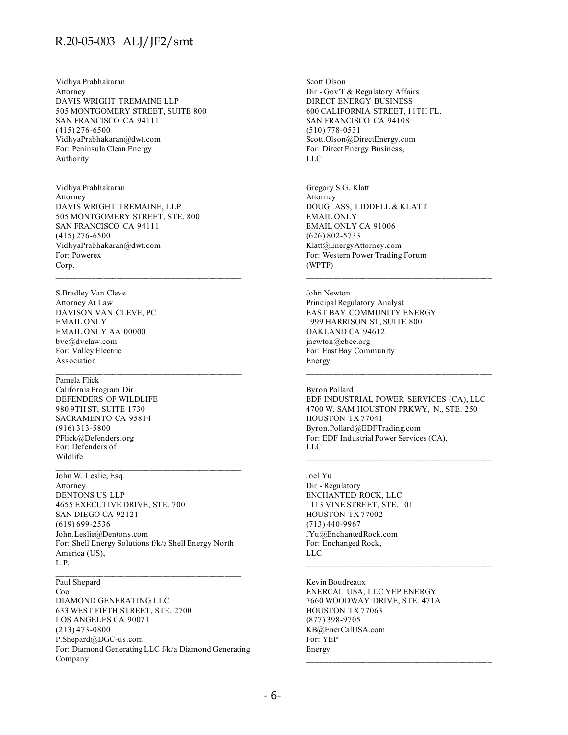Vidhya Prabhakaran
Attorney
DAVIS WRIGHT TREMAINE LLP
505 MONTGOMERY STREET, SUITE 800
SAN FRANCISCO CA 94111
(415) 276-6500
VidhyaPrabhakaran@dwt.com
For: Peninsula Clean Energy Authority

---

Vidhya Prabhakaran
Attorney
DAVIS WRIGHT TREMAINE, LLP
505 MONTGOMERY STREET, STE. 800
SAN FRANCISCO CA 94111
(415) 276-6500
VidhyaPrabhakaran@dwt.com
For: Powerex Corp.

---

S.Bradley Van Cleve
Attorney At Law
DAVISON VAN CLEVE, PC
EMAIL ONLY
EMAIL ONLY AA 00000
bvc@dvclaw.com
For: Valley Electric Association

---

Pamela Flick
California Program Dir
DEFENDERS OF WILDLIFE
980 9TH ST, SUITE 1730
SACRAMENTO CA 95814
(916) 313-5800
PFlick@Defenders.org
For: Defenders of Wildlife

---

John W. Leslie, Esq.
Attorney
DENTONS US LLP
4655 EXECUTIVE DRIVE, STE. 700
SAN DIEGO CA 92121
(619) 699-2536
John.Leslie@Dentons.com
For: Shell Energy Solutions f/k/a Shell Energy North America (US), L.P.

---

Paul Shepard
Coo
DIAMOND GENERATING LLC
633 WEST FIFTH STREET, STE. 2700
LOS ANGELES CA 90071
(213) 473-0800
P.Shepard@DGC-us.com
For: Diamond Generating LLC f/k/a Diamond Generating Company

---

Scott Olson
Dir - Gov'T & Regulatory Affairs
DIRECT ENERGY BUSINESS
600 CALIFORNIA STREET, 11TH FL.
SAN FRANCISCO CA 94108
(510) 778-0531
Scott.Olson@DirectEnergy.com
For: Direct Energy Business, LLC

---

Gregory S.G. Klatt
Attorney
DOUGLASS, LIDDELL & KLATT
EMAIL ONLY
EMAIL ONLY CA 91006
(626) 802-5733
Klatt@EnergyAttorney.com
For: Western Power Trading Forum (WPTF)

---

John Newton
Principal Regulatory Analyst
EAST BAY COMMUNITY ENERGY
1999 HARRISON ST, SUITE 800
OAKLAND CA 94612
jnewton@ebce.org
For: East Bay Community Energy

---

Byron Pollard
EDF INDUSTRIAL POWER SERVICES (CA), LLC
4700 W. SAM HOUSTON PRKWY, N., STE. 250
HOUSTON TX 77041
Byron.Pollard@EDFTrading.com
For: EDF Industrial Power Services (CA), LLC

---

Joel Yu
Dir - Regulatory
ENCHANTED ROCK, LLC
1113 VINE STREET, STE. 101
HOUSTON TX 77002
(713) 440-9967
JYu@EnchantedRock.com
For: Enchanged Rock, LLC

---

Kevin Boudreaux
ENERCAL USA, LLC YEP ENERGY
7660 WOODWAY DRIVE, STE. 471A
HOUSTON TX 77063
(877) 398-9705
KB@EnerCalUSA.com
For: YEP Energy

---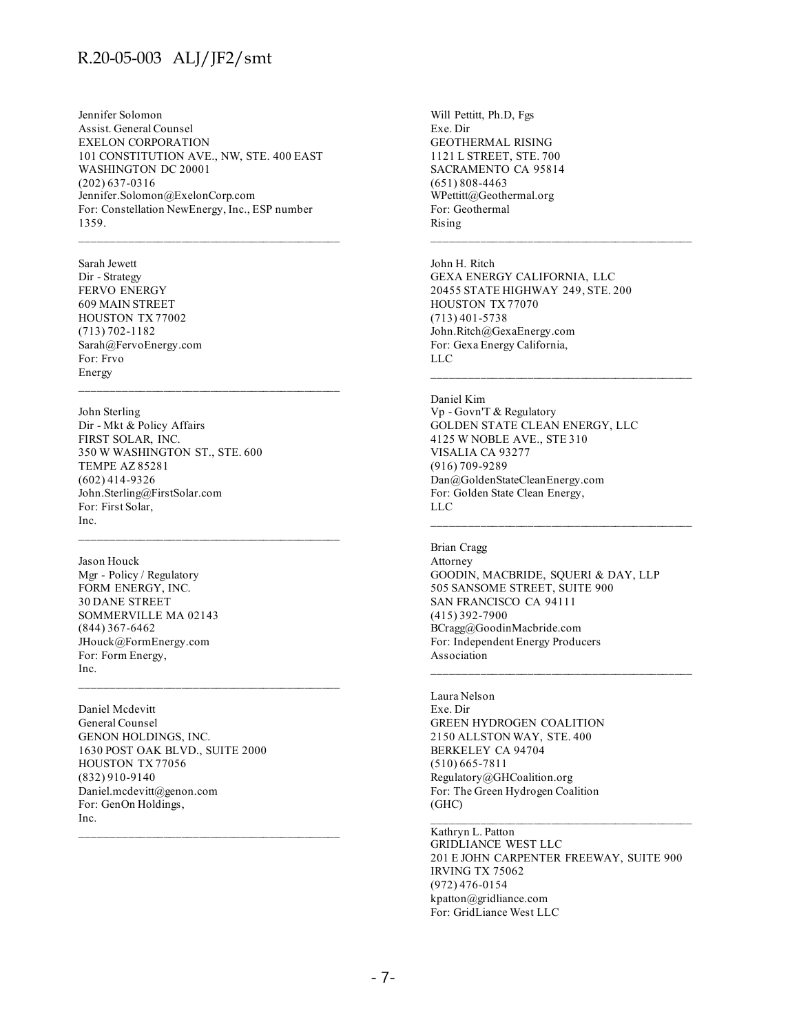Jennifer Solomon
Assist. General Counsel
EXELON CORPORATION
101 CONSTITUTION AVE., NW, STE. 400 EAST
WASHINGTON DC 20001
(202) 637-0316
Jennifer.Solomon@ExelonCorp.com
For: Constellation NewEnergy, Inc., ESP number 1359.

---

Sarah Jewett
Dir - Strategy
FERVO ENERGY
609 MAIN STREET
HOUSTON TX 77002
(713) 702-1182
Sarah@FervoEnergy.com
For: Frvo Energy

---

John Sterling
Dir - Mkt & Policy Affairs
FIRST SOLAR, INC.
350 W WASHINGTON ST., STE. 600
TEMPE AZ 85281
(602) 414-9326
John.Sterling@FirstSolar.com
For: First Solar, Inc.

---

Jason Houck
Mgr - Policy / Regulatory
FORM ENERGY, INC.
30 DANE STREET
SOMMERVILLE MA 02143
(844) 367-6462
JHouck@FormEnergy.com
For: Form Energy, Inc.

---

Daniel Mcdevitt
General Counsel
GENON HOLDINGS, INC.
1630 POST OAK BLVD., SUITE 2000
HOUSTON TX 77056
(832) 910-9140
Daniel.mcdevitt@genon.com
For: GenOn Holdings, Inc.

---

Will Pettitt, Ph.D, Fgs
Exe. Dir
GEOTHERMAL RISING
1121 L STREET, STE. 700
SACRAMENTO CA 95814
(651) 808-4463
WPettitt@Geothermal.org
For: Geothermal Rising

---

John H. Ritch
GEXA ENERGY CALIFORNIA, LLC
20455 STATE HIGHWAY 249, STE. 200
HOUSTON TX 77070
(713) 401-5738
John.Ritch@GexaEnergy.com
For: Gexa Energy California, LLC

---

Daniel Kim
Vp - Govn'T & Regulatory
GOLDEN STATE CLEAN ENERGY, LLC
4125 W NOBLE AVE., STE 310
VISALIA CA 93277
(916) 709-9289
Dan@GoldenStateCleanEnergy.com
For: Golden State Clean Energy, LLC

---

Brian Cragg
Attorney
GOODIN, MACBRIDE, SQUERI & DAY, LLP
505 SANSOME STREET, SUITE 900
SAN FRANCISCO CA 94111
(415) 392-7900
BCragg@GoodinMacbride.com
For: Independent Energy Producers Association

---

Laura Nelson
Exe. Dir
GREEN HYDROGEN COALITION
2150 ALLSTON WAY, STE. 400
BERKELEY CA 94704
(510) 665-7811
Regulatory@GHCoalition.org
For: The Green Hydrogen Coalition (GHC)

---

Kathryn L. Patton
GRIDLIANCE WEST LLC
201 E JOHN CARPENTER FREEWAY, SUITE 900
IRVING TX 75062
(972) 476-0154
kpatton@gridliance.com
For: GridLiance West LLC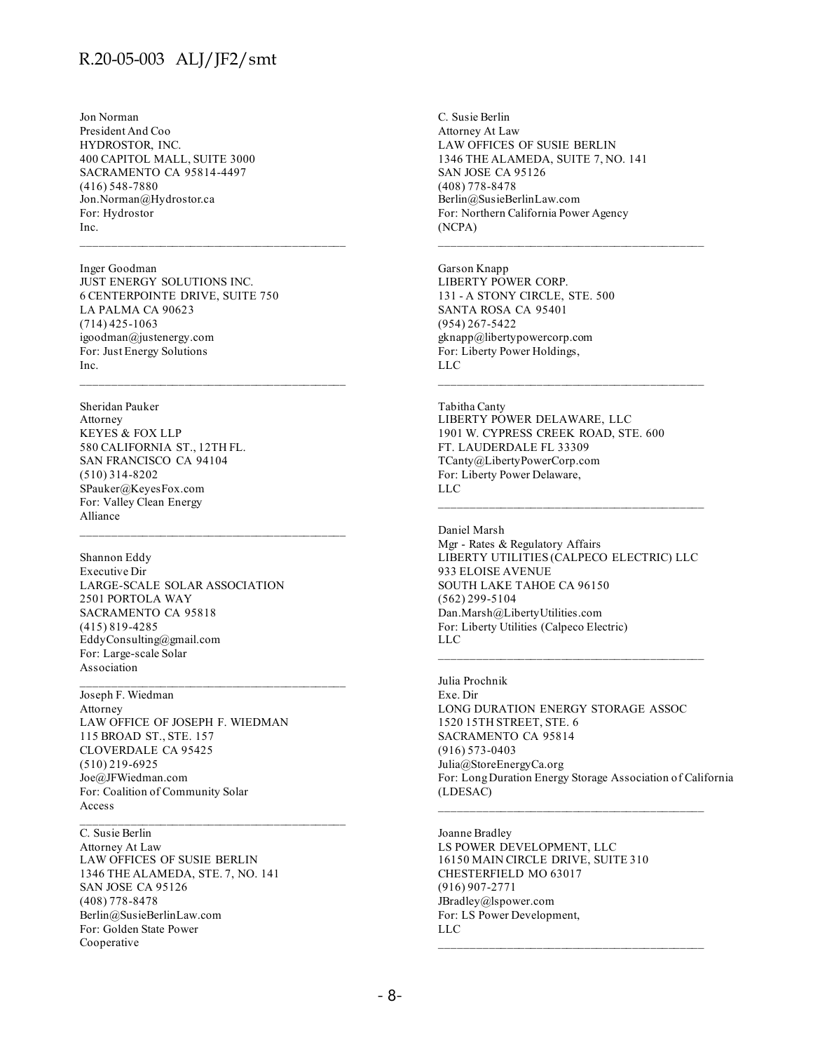Jon Norman
President And Coo
HYDROSTOR, INC.
400 CAPITOL MALL, SUITE 3000
SACRAMENTO CA 95814-4497
(416) 548-7880
Jon.Norman@Hydrostor.ca
For: Hydrostor Inc.

---

Inger Goodman
JUST ENERGY SOLUTIONS INC.
6 CENTERPOINTE DRIVE, SUITE 750
LA PALMA CA 90623
(714) 425-1063
igoodman@justenergy.com
For: Just Energy Solutions Inc.

---

Sheridan Pauker
Attorney
KEYES & FOX LLP
580 CALIFORNIA ST., 12TH FL.
SAN FRANCISCO CA 94104
(510) 314-8202
SPauker@KeyesFox.com
For: Valley Clean Energy Alliance

---

Shannon Eddy
Executive Dir
LARGE-SCALE SOLAR ASSOCIATION
2501 PORTOLA WAY
SACRAMENTO CA 95818
(415) 819-4285
EddyConsulting@gmail.com
For: Large-scale Solar Association

---

Joseph F. Wiedman
Attorney
LAW OFFICE OF JOSEPH F. WIEDMAN
115 BROAD ST., STE. 157
CLOVERDALE CA 95425
(510) 219-6925
Joe@JFWiedman.com
For: Coalition of Community Solar Access

---

C. Susie Berlin
Attorney At Law
LAW OFFICES OF SUSIE BERLIN
1346 THE ALAMEDA, STE. 7, NO. 141
SAN JOSE CA 95126
(408) 778-8478
Berlin@SusieBerlinLaw.com
For: Golden State Power Cooperative

---

C. Susie Berlin
Attorney At Law
LAW OFFICES OF SUSIE BERLIN
1346 THE ALAMEDA, SUITE 7, NO. 141
SAN JOSE CA 95126
(408) 778-8478
Berlin@SusieBerlinLaw.com
For: Northern California Power Agency (NCPA)

---

Garson Knapp
LIBERTY POWER CORP.
131 - A STONY CIRCLE, STE. 500
SANTA ROSA CA 95401
(954) 267-5422
gknapp@libertypowercorp.com
For: Liberty Power Holdings, LLC

---

Tabitha Canty
LIBERTY POWER DELAWARE, LLC
1901 W. CYPRESS CREEK ROAD, STE. 600
FT. LAUDERDALE FL 33309
TCanty@LibertyPowerCorp.com
For: Liberty Power Delaware, LLC

---

Daniel Marsh
Mgr - Rates & Regulatory Affairs
LIBERTY UTILITIES (CALPECO ELECTRIC) LLC
933 ELOISE AVENUE
SOUTH LAKE TAHOE CA 96150
(562) 299-5104
Dan.Marsh@LibertyUtilities.com
For: Liberty Utilities (Calpeco Electric) LLC

---

Julia Prochnik
Exe. Dir
LONG DURATION ENERGY STORAGE ASSOC
1520 15TH STREET, STE. 6
SACRAMENTO CA 95814
(916) 573-0403
Julia@StoreEnergyCa.org
For: Long Duration Energy Storage Association of California (LDESAC)

---

Joanne Bradley
LS POWER DEVELOPMENT, LLC
16150 MAIN CIRCLE DRIVE, SUITE 310
CHESTERFIELD MO 63017
(916) 907-2771
JBradley@lspower.com
For: LS Power Development, LLC

---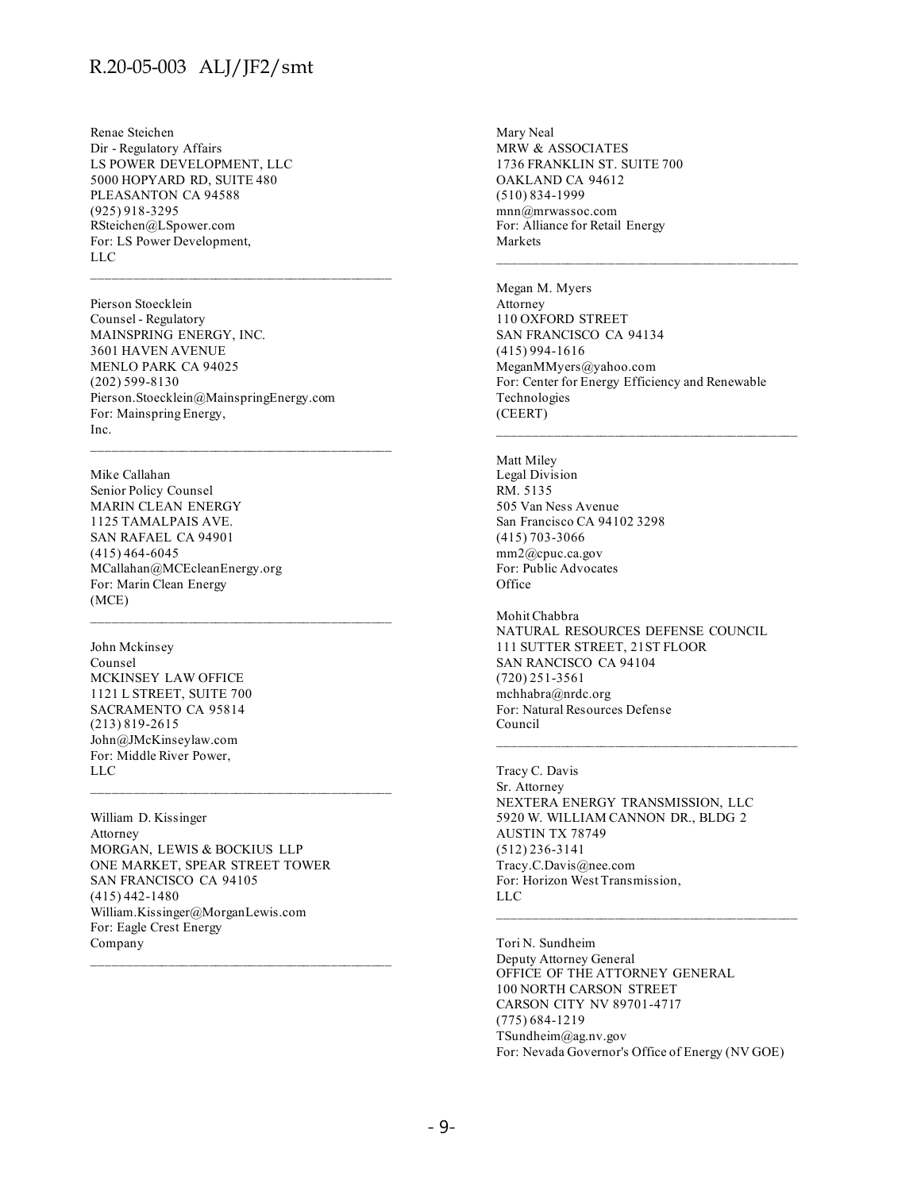Renae Steichen
Dir - Regulatory Affairs
LS POWER DEVELOPMENT, LLC
5000 HOPYARD RD, SUITE 480
PLEASANTON CA 94588
(925) 918-3295
RSteichen@LSpower.com
For: LS Power Development, LLC

---

Pierson Stoecklein
Counsel - Regulatory
MAINSPRING ENERGY, INC.
3601 HAVEN AVENUE
MENLO PARK CA 94025
(202) 599-8130
Pierson.Stoecklein@MainspringEnergy.com
For: Mainspring Energy, Inc.

---

Mike Callahan
Senior Policy Counsel
MARIN CLEAN ENERGY
1125 TAMALPAIS AVE.
SAN RAFAEL CA 94901
(415) 464-6045
MCallahan@MCEcleanEnergy.org
For: Marin Clean Energy (MCE)

---

John Mckinsey
Counsel
MCKINSEY LAW OFFICE
1121 L STREET, SUITE 700
SACRAMENTO CA 95814
(213) 819-2615
John@JMcKinseylaw.com
For: Middle River Power, LLC

---

William D. Kissinger
Attorney
MORGAN, LEWIS & BOCKIUS LLP
ONE MARKET, SPEAR STREET TOWER
SAN FRANCISCO CA 94105
(415) 442-1480
William.Kissinger@MorganLewis.com
For: Eagle Crest Energy Company

---

Mary Neal
MRW & ASSOCIATES
1736 FRANKLIN ST. SUITE 700
OAKLAND CA 94612
(510) 834-1999
mnn@mrwassoc.com
For: Alliance for Retail Energy Markets

---

Megan M. Myers
Attorney
110 OXFORD STREET
SAN FRANCISCO CA 94134
(415) 994-1616
MeganMMyers@yahoo.com
For: Center for Energy Efficiency and Renewable Technologies (CEERT)

---

Matt Miley
Legal Division
RM. 5135
505 Van Ness Avenue
San Francisco CA 94102 3298
(415) 703-3066
mm2@cpuc.ca.gov
For: Public Advocates Office

Mohit Chabbra
NATURAL RESOURCES DEFENSE COUNCIL
111 SUTTER STREET, 21ST FLOOR
SAN RANCISCO CA 94104
(720) 251-3561
mchhabra@nrdc.org
For: Natural Resources Defense Council

---

Tracy C. Davis
Sr. Attorney
NEXTERA ENERGY TRANSMISSION, LLC
5920 W. WILLIAM CANNON DR., BLDG 2
AUSTIN TX 78749
(512) 236-3141
Tracy.C.Davis@nee.com
For: Horizon West Transmission, LLC

---

Tori N. Sundheim
Deputy Attorney General
OFFICE OF THE ATTORNEY GENERAL
100 NORTH CARSON STREET
CARSON CITY NV 89701-4717
(775) 684-1219
TSundheim@ag.nv.gov
For: Nevada Governor's Office of Energy (NV GOE)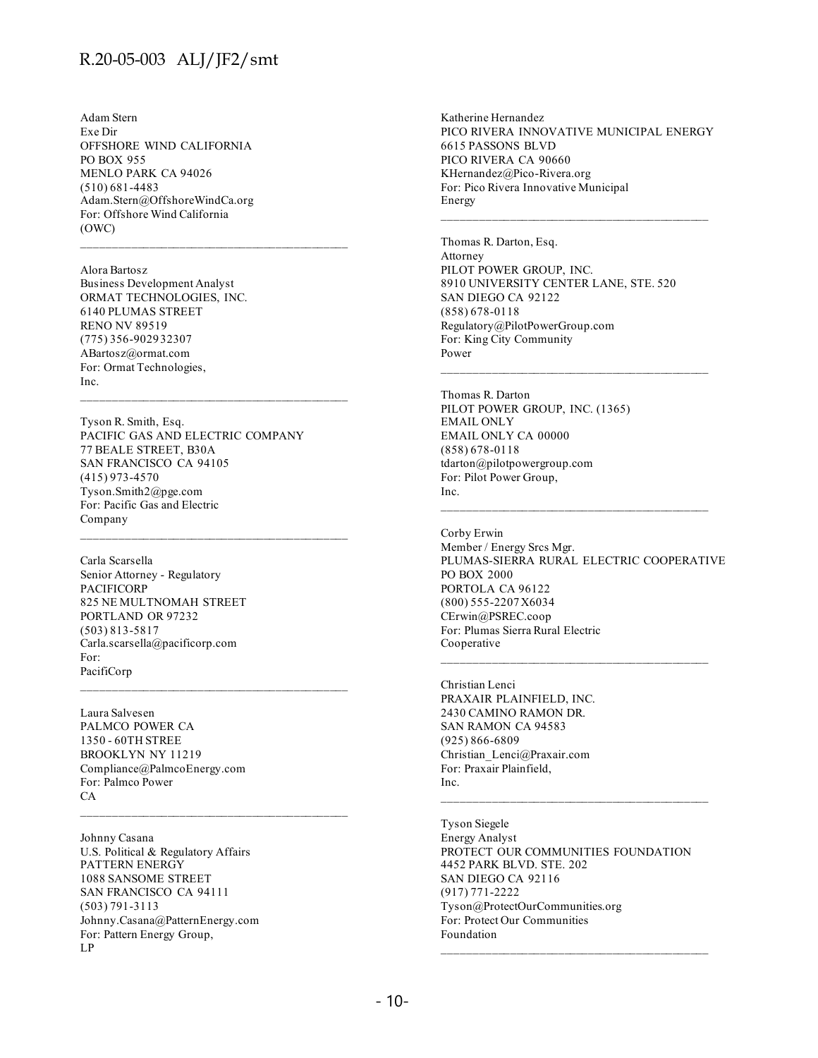Adam Stern
Exe Dir
OFFSHORE WIND CALIFORNIA
PO BOX 955
MENLO PARK CA 94026
(510) 681-4483
Adam.Stern@OffshoreWindCa.org
For: Offshore Wind California (OWC)

---

Alora Bartosz
Business Development Analyst
ORMAT TECHNOLOGIES, INC.
6140 PLUMAS STREET
RENO NV 89519
(775) 356-902932307
ABartosz@ormat.com
For: Ormat Technologies, Inc.

---

Tyson R. Smith, Esq.
PACIFIC GAS AND ELECTRIC COMPANY
77 BEALE STREET, B30A
SAN FRANCISCO CA 94105
(415) 973-4570
Tyson.Smith2@pge.com
For: Pacific Gas and Electric Company

---

Carla Scarsella
Senior Attorney - Regulatory
PACIFICORP
825 NE MULTNOMAH STREET
PORTLAND OR 97232
(503) 813-5817
Carla.scarsella@pacificorp.com
For:
PacifiCorp

---

Laura Salvesen
PALMCO POWER CA
1350 - 60TH STREE
BROOKLYN NY 11219
Compliance@PalmcoEnergy.com
For: Palmco Power CA

---

Johnny Casana
U.S. Political & Regulatory Affairs
PATTERN ENERGY
1088 SANSOME STREET
SAN FRANCISCO CA 94111
(503) 791-3113
Johnny.Casana@PatternEnergy.com
For: Pattern Energy Group, LP

---

Katherine Hernandez
PICO RIVERA INNOVATIVE MUNICIPAL ENERGY
6615 PASSONS BLVD
PICO RIVERA CA 90660
KHernandez@Pico-Rivera.org
For: Pico Rivera Innovative Municipal Energy

---

Thomas R. Darton, Esq.
Attorney
PILOT POWER GROUP, INC.
8910 UNIVERSITY CENTER LANE, STE. 520
SAN DIEGO CA 92122
(858) 678-0118
Regulatory@PilotPowerGroup.com
For: King City Community Power

---

Thomas R. Darton
PILOT POWER GROUP, INC. (1365)
EMAIL ONLY
EMAIL ONLY CA 00000
(858) 678-0118
tdarton@pilotpowergroup.com
For: Pilot Power Group, Inc.

---

Corby Erwin
Member / Energy Srcs Mgr.
PLUMAS-SIERRA RURAL ELECTRIC COOPERATIVE
PO BOX 2000
PORTOLA CA 96122
(800) 555-2207 X6034
CErwin@PSREC.coop
For: Plumas Sierra Rural Electric Cooperative

---

Christian Lenci
PRAXAIR PLAINFIELD, INC.
2430 CAMINO RAMON DR.
SAN RAMON CA 94583
(925) 866-6809
Christian_Lenci@Praxair.com
For: Praxair Plainfield, Inc.

---

Tyson Siegele
Energy Analyst
PROTECT OUR COMMUNITIES FOUNDATION
4452 PARK BLVD. STE. 202
SAN DIEGO CA 92116
(917) 771-2222
Tyson@ProtectOurCommunities.org
For: Protect Our Communities Foundation

---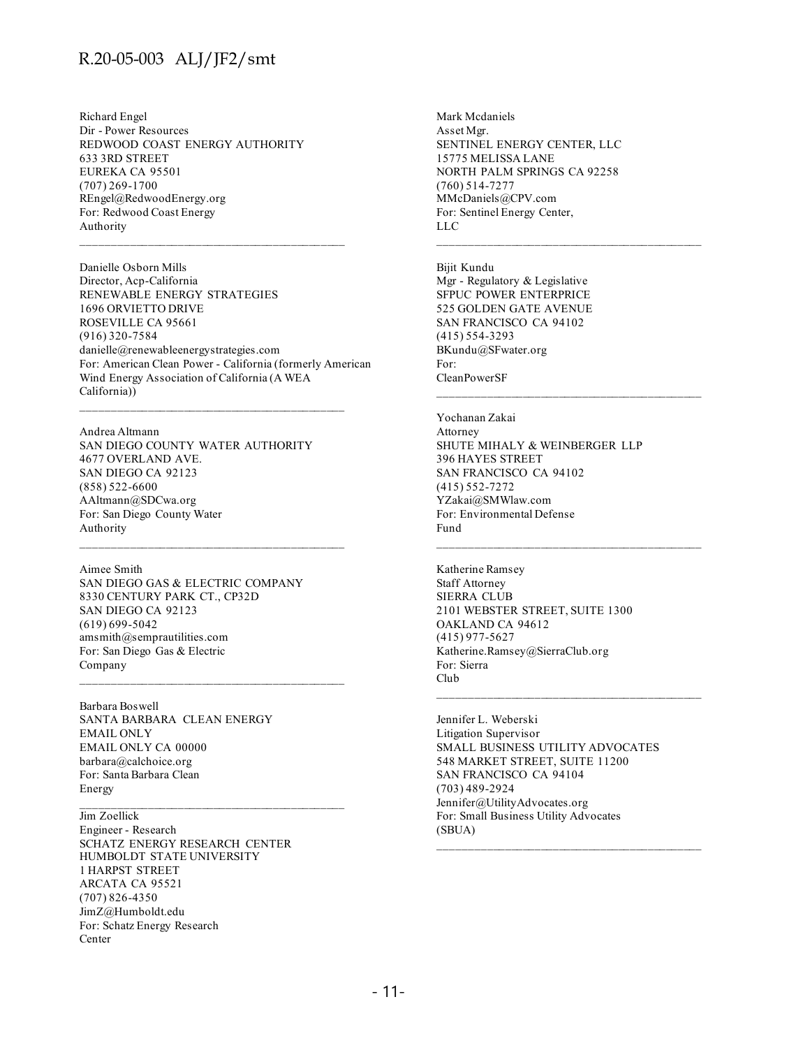Richard Engel
Dir - Power Resources
REDWOOD COAST ENERGY AUTHORITY
633 3RD STREET
EUREKA CA 95501
(707) 269-1700
REngel@RedwoodEnergy.org
For: Redwood Coast Energy Authority

---

Danielle Osborn Mills
Director, Acp-California
RENEWABLE ENERGY STRATEGIES
1696 ORVIETTO DRIVE
ROSEVILLE CA 95661
(916) 320-7584
danielle@renewableenergystrategies.com
For: American Clean Power - California (formerly American Wind Energy Association of California (A WEA California))

---

Andrea Altmann
SAN DIEGO COUNTY WATER AUTHORITY
4677 OVERLAND AVE.
SAN DIEGO CA 92123
(858) 522-6600
AAltmann@SDCwa.org
For: San Diego County Water Authority

---

Aimee Smith
SAN DIEGO GAS & ELECTRIC COMPANY
8330 CENTURY PARK CT., CP32D
SAN DIEGO CA 92123
(619) 699-5042
amsmith@semprautilities.com
For: San Diego Gas & Electric Company

---

Barbara Boswell
SANTA BARBARA CLEAN ENERGY
EMAIL ONLY
EMAIL ONLY CA 00000
barbara@calchoice.org
For: Santa Barbara Clean Energy

---

Jim Zoellick
Engineer - Research
SCHATZ ENERGY RESEARCH CENTER
HUMBOLDT STATE UNIVERSITY
1 HARPST STREET
ARCATA CA 95521
(707) 826-4350
JimZ@Humboldt.edu
For: Schatz Energy Research Center

---

Mark Mcdaniels
Asset Mgr.
SENTINEL ENERGY CENTER, LLC
15775 MELISSA LANE
NORTH PALM SPRINGS CA 92258
(760) 514-7277
MMcDaniels@CPV.com
For: Sentinel Energy Center, LLC

---

Bijit Kundu
Mgr - Regulatory & Legislative
SFPUC POWER ENTERPRICE
525 GOLDEN GATE AVENUE
SAN FRANCISCO CA 94102
(415) 554-3293
BKundu@SFwater.org
For: CleanPowerSF

---

Yochanan Zakai
Attorney
SHUTE MIHALY & WEINBERGER LLP
396 HAYES STREET
SAN FRANCISCO CA 94102
(415) 552-7272
YZakai@SMWlaw.com
For: Environmental Defense Fund

---

Katherine Ramsey
Staff Attorney
SIERRA CLUB
2101 WEBSTER STREET, SUITE 1300
OAKLAND CA 94612
(415) 977-5627
Katherine.Ramsey@SierraClub.org
For: Sierra Club

---

Jennifer L. Weberski
Litigation Supervisor
SMALL BUSINESS UTILITY ADVOCATES
548 MARKET STREET, SUITE 11200
SAN FRANCISCO CA 94104
(703) 489-2924
Jennifer@UtilityAdvocates.org
For: Small Business Utility Advocates (SBUA)

---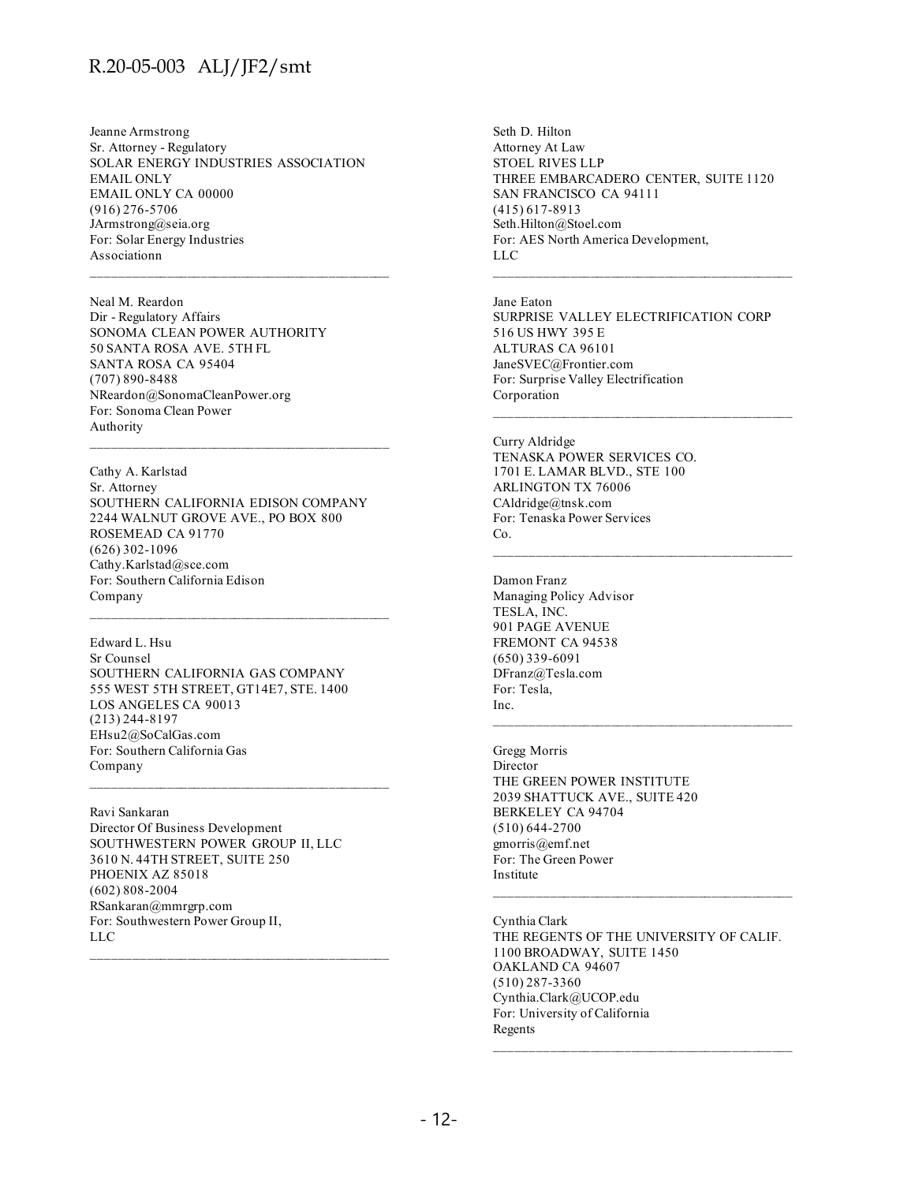Jeanne Armstrong
Sr. Attorney - Regulatory
SOLAR ENERGY INDUSTRIES ASSOCIATION
EMAIL ONLY
EMAIL ONLY CA 00000
(916) 276-5706
JArmstrong@seia.org
For: Solar Energy Industries Associationn

---

Neal M. Reardon
Dir - Regulatory Affairs
SONOMA CLEAN POWER AUTHORITY
50 SANTA ROSA AVE. 5TH FL
SANTA ROSA CA 95404
(707) 890-8488
NReardon@SonomaCleanPower.org
For: Sonoma Clean Power Authority

---

Cathy A. Karlstad
Sr. Attorney
SOUTHERN CALIFORNIA EDISON COMPANY
2244 WALNUT GROVE AVE., PO BOX 800
ROSEMEAD CA 91770
(626) 302-1096
Cathy.Karlstad@sce.com
For: Southern California Edison Company

---

Edward L. Hsu
Sr Counsel
SOUTHERN CALIFORNIA GAS COMPANY
555 WEST 5TH STREET, GT14E7, STE. 1400
LOS ANGELES CA 90013
(213) 244-8197
EHsu2@SoCalGas.com
For: Southern California Gas Company

---

Ravi Sankaran
Director Of Business Development
SOUTHWESTERN POWER GROUP II, LLC
3610 N. 44TH STREET, SUITE 250
PHOENIX AZ 85018
(602) 808-2004
RSankaran@mmrgrp.com
For: Southwestern Power Group II, LLC

---

Seth D. Hilton
Attorney At Law
STOEL RIVES LLP
THREE EMBARCADERO CENTER, SUITE 1120
SAN FRANCISCO CA 94111
(415) 617-8913
Seth.Hilton@Stoel.com
For: AES North America Development, LLC

---

Jane Eaton
SURPRISE VALLEY ELECTRIFICATION CORP
516 US HWY 395 E
ALTURAS CA 96101
JaneSVEC@Frontier.com
For: Surprise Valley Electrification Corporation

---

Curry Aldridge
TENASKA POWER SERVICES CO.
1701 E. LAMAR BLVD., STE 100
ARLINGTON TX 76006
CAldridge@tnsk.com
For: Tenaska Power Services Co.

---

Damon Franz
Managing Policy Advisor
TESLA, INC.
901 PAGE AVENUE
FREMONT CA 94538
(650) 339-6091
DFranz@Tesla.com
For: Tesla, Inc.

---

Gregg Morris
Director
THE GREEN POWER INSTITUTE
2039 SHATTUCK AVE., SUITE 420
BERKELEY CA 94704
(510) 644-2700
gmorris@emf.net
For: The Green Power Institute

---

Cynthia Clark
THE REGENTS OF THE UNIVERSITY OF CALIF.
1100 BROADWAY, SUITE 1450
OAKLAND CA 94607
(510) 287-3360
Cynthia.Clark@UCOP.edu
For: University of California Regents

---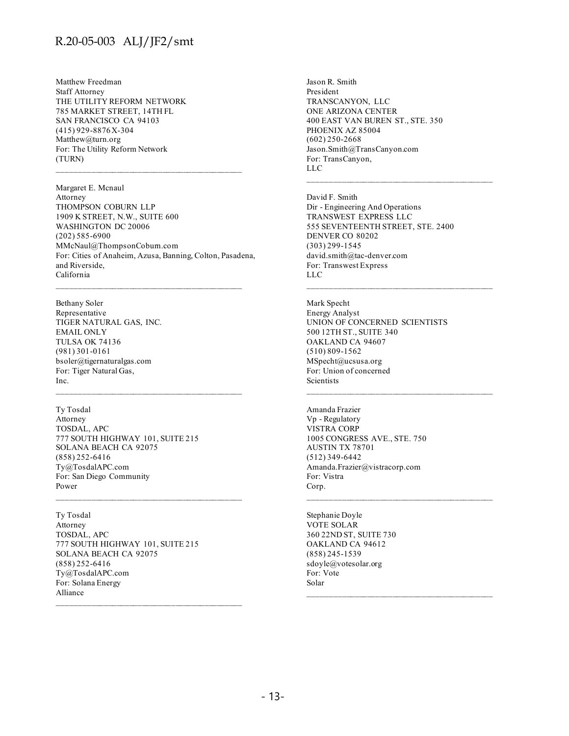Matthew Freedman
Staff Attorney
THE UTILITY REFORM NETWORK
785 MARKET STREET, 14TH FL
SAN FRANCISCO CA 94103
(415) 929-8876 X-304
Matthew@turn.org
For: The Utility Reform Network
(TURN)

---

Margaret E. Mcnaul
Attorney
THOMPSON COBURN LLP
1909 K STREET, N.W., SUITE 600
WASHINGTON DC 20006
(202) 585-6900
MMcNaul@ThompsonCoburn.com
For: Cities of Anaheim, Azusa, Banning, Colton, Pasadena, and Riverside,
California

---

Bethany Soler
Representative
TIGER NATURAL GAS, INC.
EMAIL ONLY
TULSA OK 74136
(981) 301-0161
bsoler@tigernaturalgas.com
For: Tiger Natural Gas,
Inc.

---

Ty Tosdal
Attorney
TOSDAL, APC
777 SOUTH HIGHWAY 101, SUITE 215
SOLANA BEACH CA 92075
(858) 252-6416
Ty@TosdalAPC.com
For: San Diego Community
Power

---

Ty Tosdal
Attorney
TOSDAL, APC
777 SOUTH HIGHWAY 101, SUITE 215
SOLANA BEACH CA 92075
(858) 252-6416
Ty@TosdalAPC.com
For: Solana Energy
Alliance

---

Jason R. Smith
President
TRANSCANYON, LLC
ONE ARIZONA CENTER
400 EAST VAN BUREN ST., STE. 350
PHOENIX AZ 85004
(602) 250-2668
Jason.Smith@TransCanyon.com
For: TransCanyon,
LLC

---

David F. Smith
Dir - Engineering And Operations
TRANSWEST EXPRESS LLC
555 SEVENTEENTH STREET, STE. 2400
DENVER CO 80202
(303) 299-1545
david.smith@tac-denver.com
For: Transwest Express
LLC

---

Mark Specht
Energy Analyst
UNION OF CONCERNED SCIENTISTS
500 12TH ST., SUITE 340
OAKLAND CA 94607
(510) 809-1562
MSpecht@ucsusa.org
For: Union of concerned
Scientists

---

Amanda Frazier
Vp - Regulatory
VISTRA CORP
1005 CONGRESS AVE., STE. 750
AUSTIN TX 78701
(512) 349-6442
Amanda.Frazier@vistracorp.com
For: Vistra
Corp.

---

Stephanie Doyle
VOTE SOLAR
360 22ND ST, SUITE 730
OAKLAND CA 94612
(858) 245-1539
sdoyle@votesolar.org
For: Vote
Solar

---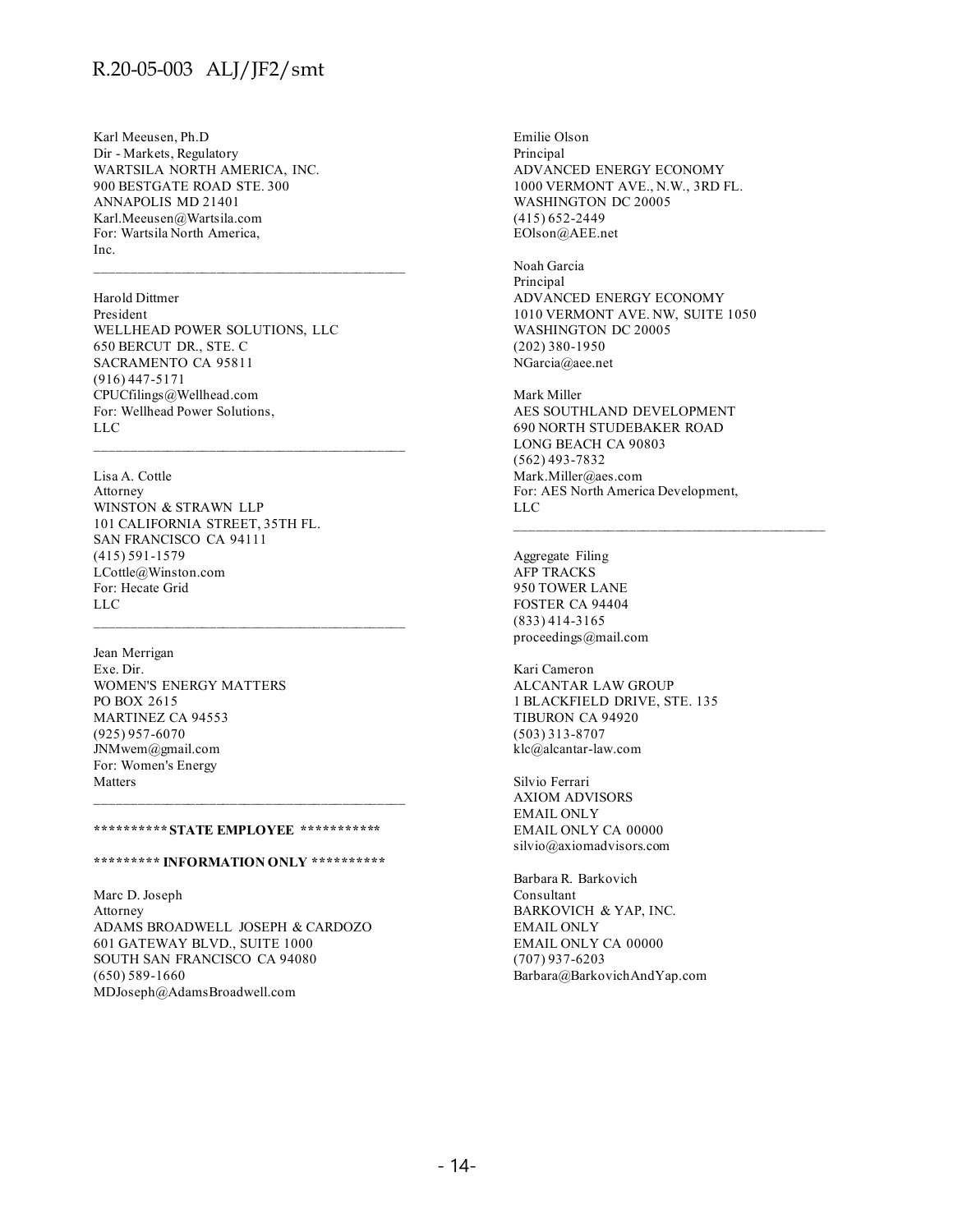Karl Meeusen, Ph.D
Dir - Markets, Regulatory
WARTSILA NORTH AMERICA, INC.
900 BESTGATE ROAD STE. 300
ANNAPOLIS MD 21401
Karl.Meeusen@Wartsila.com
For: Wartsila North America, Inc.

---

Harold Dittmer
President
WELLHEAD POWER SOLUTIONS, LLC
650 BERCUT DR., STE. C
SACRAMENTO CA 95811
(916) 447-5171
CPUCfilings@Wellhead.com
For: Wellhead Power Solutions, LLC

---

Lisa A. Cottle
Attorney
WINSTON & STRAWN LLP
101 CALIFORNIA STREET, 35TH FL.
SAN FRANCISCO CA 94111
(415) 591-1579
LCottle@Winston.com
For: Hecate Grid LLC

---

Jean Merrigan
Exe. Dir.
WOMEN'S ENERGY MATTERS
PO BOX 2615
MARTINEZ CA 94553
(925) 957-6070
JNMwem@gmail.com
For: Women's Energy Matters

---

**********STATE EMPLOYEE ***********

********* INFORMATION ONLY **********

Marc D. Joseph
Attorney
ADAMS BROADWELL JOSEPH & CARDOZO
601 GATEWAY BLVD., SUITE 1000
SOUTH SAN FRANCISCO CA 94080
(650) 589-1660
MDJoseph@AdamsBroadwell.com

Emilie Olson
Principal
ADVANCED ENERGY ECONOMY
1000 VERMONT AVE., N.W., 3RD FL.
WASHINGTON DC 20005
(415) 652-2449
EOlson@AEE.net

Noah Garcia
Principal
ADVANCED ENERGY ECONOMY
1010 VERMONT AVE. NW, SUITE 1050
WASHINGTON DC 20005
(202) 380-1950
NGarcia@aee.net

Mark Miller
AES SOUTHLAND DEVELOPMENT
690 NORTH STUDEBAKER ROAD
LONG BEACH CA 90803
(562) 493-7832
Mark.Miller@aes.com
For: AES North America Development, LLC

---

Aggregate Filing
AFP TRACKS
950 TOWER LANE
FOSTER CA 94404
(833) 414-3165
proceedings@mail.com

Kari Cameron
ALCANTAR LAW GROUP
1 BLACKFIELD DRIVE, STE. 135
TIBURON CA 94920
(503) 313-8707
klc@alcantar-law.com

Silvio Ferrari
AXIOM ADVISORS
EMAIL ONLY
EMAIL ONLY CA 00000
silvio@axiomadvisors.com

Barbara R. Barkovich
Consultant
BARKOVICH & YAP, INC.
EMAIL ONLY
EMAIL ONLY CA 00000
(707) 937-6203
Barbara@BarkovichAndYap.com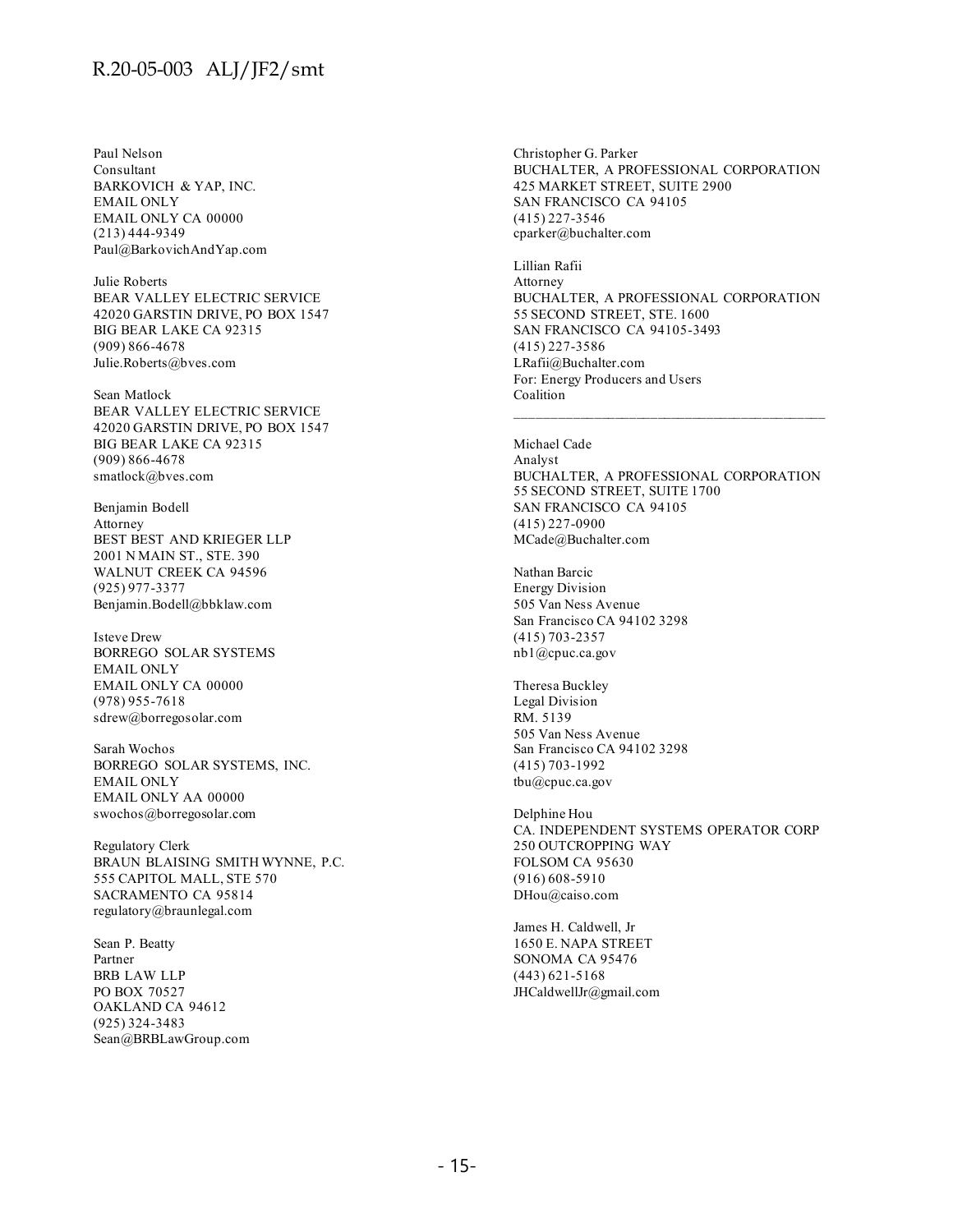Paul Nelson
Consultant
BARKOVICH & YAP, INC.
EMAIL ONLY
EMAIL ONLY CA 00000
(213) 444-9349
Paul@BarkovichAndYap.com

Julie Roberts
BEAR VALLEY ELECTRIC SERVICE
42020 GARSTIN DRIVE, PO BOX 1547
BIG BEAR LAKE CA 92315
(909) 866-4678
Julie.Roberts@bves.com

Sean Matlock
BEAR VALLEY ELECTRIC SERVICE
42020 GARSTIN DRIVE, PO BOX 1547
BIG BEAR LAKE CA 92315
(909) 866-4678
smatlock@bves.com

Benjamin Bodell
Attorney
BEST BEST AND KRIEGER LLP
2001 N MAIN ST., STE. 390
WALNUT CREEK CA 94596
(925) 977-3377
Benjamin.Bodell@bbklaw.com

Isteve Drew
BORREGO SOLAR SYSTEMS
EMAIL ONLY
EMAIL ONLY CA 00000
(978) 955-7618
sdrew@borregosolar.com

Sarah Wochos
BORREGO SOLAR SYSTEMS, INC.
EMAIL ONLY
EMAIL ONLY AA 00000
swochos@borregosolar.com

Regulatory Clerk
BRAUN BLAISING SMITH WYNNE, P.C.
555 CAPITOL MALL, STE 570
SACRAMENTO CA 95814
regulatory@braunlegal.com

Sean P. Beatty
Partner
BRB LAW LLP
PO BOX 70527
OAKLAND CA 94612
(925) 324-3483
Sean@BRBLawGroup.com

Christopher G. Parker
BUCHALTER, A PROFESSIONAL CORPORATION
425 MARKET STREET, SUITE 2900
SAN FRANCISCO CA 94105
(415) 227-3546
cparker@buchalter.com

Lillian Rafii
Attorney
BUCHALTER, A PROFESSIONAL CORPORATION
55 SECOND STREET, STE. 1600
SAN FRANCISCO CA 94105-3493
(415) 227-3586
LRafii@Buchalter.com
For: Energy Producers and Users Coalition

---

Michael Cade
Analyst
BUCHALTER, A PROFESSIONAL CORPORATION
55 SECOND STREET, SUITE 1700
SAN FRANCISCO CA 94105
(415) 227-0900
MCade@Buchalter.com

Nathan Barcic
Energy Division
505 Van Ness Avenue
San Francisco CA 94102 3298
(415) 703-2357
nb1@cpuc.ca.gov

Theresa Buckley
Legal Division
RM. 5139
505 Van Ness Avenue
San Francisco CA 94102 3298
(415) 703-1992
tbu@cpuc.ca.gov

Delphine Hou
CA. INDEPENDENT SYSTEMS OPERATOR CORP
250 OUTCROPPING WAY
FOLSOM CA 95630
(916) 608-5910
DHou@caiso.com

James H. Caldwell, Jr
1650 E. NAPA STREET
SONOMA CA 95476
(443) 621-5168
JHCaldwellJr@gmail.com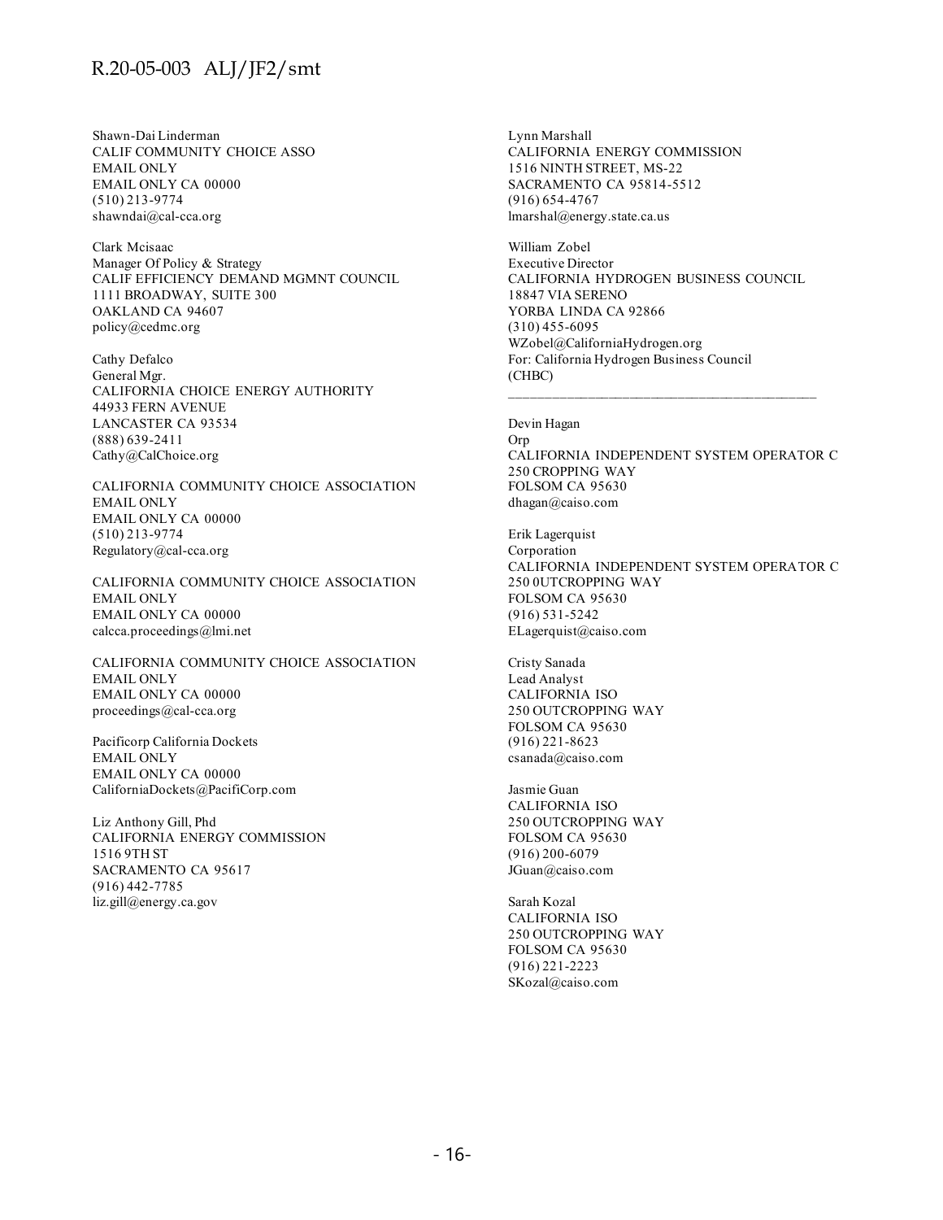Shawn-Dai Linderman
CALIF COMMUNITY CHOICE ASSO
EMAIL ONLY
EMAIL ONLY CA 00000
(510) 213-9774
shawndai@cal-cca.org

Clark Mcisaac
Manager Of Policy & Strategy
CALIF EFFICIENCY DEMAND MGMNT COUNCIL
1111 BROADWAY, SUITE 300
OAKLAND CA 94607
policy@cedmc.org

Cathy Defalco
General Mgr.
CALIFORNIA CHOICE ENERGY AUTHORITY
44933 FERN AVENUE
LANCASTER CA 93534
(888) 639-2411
Cathy@CalChoice.org

CALIFORNIA COMMUNITY CHOICE ASSOCIATION
EMAIL ONLY
EMAIL ONLY CA 00000
(510) 213-9774
Regulatory@cal-cca.org

CALIFORNIA COMMUNITY CHOICE ASSOCIATION
EMAIL ONLY
EMAIL ONLY CA 00000
calcca.proceedings@lmi.net

CALIFORNIA COMMUNITY CHOICE ASSOCIATION
EMAIL ONLY
EMAIL ONLY CA 00000
proceedings@cal-cca.org

Pacificorp California Dockets
EMAIL ONLY
EMAIL ONLY CA 00000
CaliforniaDockets@PacifiCorp.com

Liz Anthony Gill, Phd
CALIFORNIA ENERGY COMMISSION
1516 9TH ST
SACRAMENTO CA 95617
(916) 442-7785
liz.gill@energy.ca.gov

Lynn Marshall
CALIFORNIA ENERGY COMMISSION
1516 NINTH STREET, MS-22
SACRAMENTO CA 95814-5512
(916) 654-4767
lmarshal@energy.state.ca.us

William Zobel
Executive Director
CALIFORNIA HYDROGEN BUSINESS COUNCIL
18847 VIA SERENO
YORBA LINDA CA 92866
(310) 455-6095
WZobel@CaliforniaHydrogen.org
For: California Hydrogen Business Council (CHBC)

---

Devin Hagan
Orp
CALIFORNIA INDEPENDENT SYSTEM OPERATOR C
250 CROPPING WAY
FOLSOM CA 95630
dhagan@caiso.com

Erik Lagerquist
Corporation
CALIFORNIA INDEPENDENT SYSTEM OPERATOR C
250 0UTCROPPING WAY
FOLSOM CA 95630
(916) 531-5242
ELagerquist@caiso.com

Cristy Sanada
Lead Analyst
CALIFORNIA ISO
250 OUTCROPPING WAY
FOLSOM CA 95630
(916) 221-8623
csanada@caiso.com

Jasmie Guan
CALIFORNIA ISO
250 OUTCROPPING WAY
FOLSOM CA 95630
(916) 200-6079
JGuan@caiso.com

Sarah Kozal
CALIFORNIA ISO
250 OUTCROPPING WAY
FOLSOM CA 95630
(916) 221-2223
SKozal@caiso.com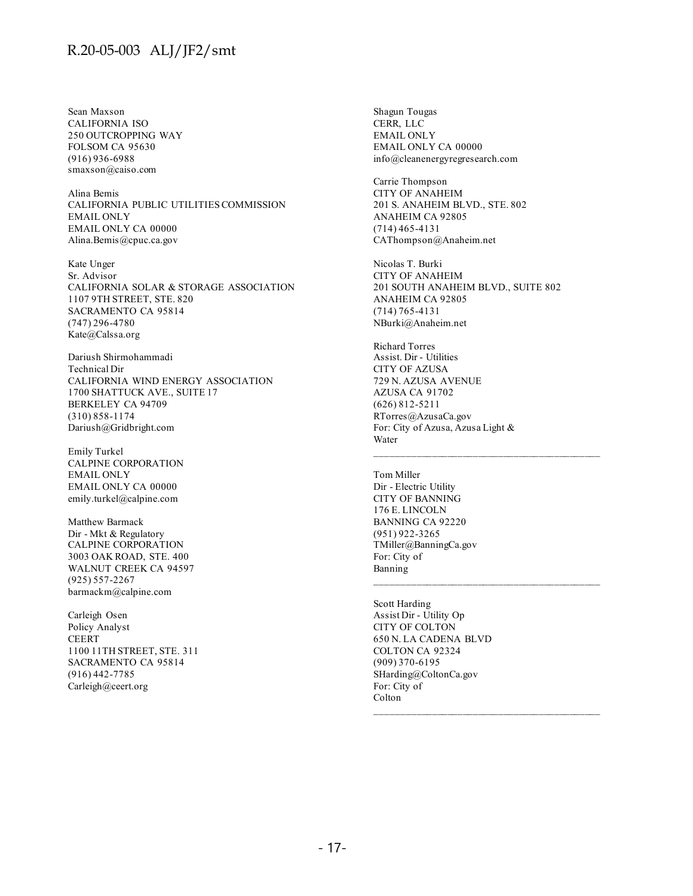Sean Maxson
CALIFORNIA ISO
250 OUTCROPPING WAY
FOLSOM CA 95630
(916) 936-6988
smaxson@caiso.com

Alina Bemis
CALIFORNIA PUBLIC UTILITIES COMMISSION
EMAIL ONLY
EMAIL ONLY CA 00000
Alina.Bemis@cpuc.ca.gov

Kate Unger
Sr. Advisor
CALIFORNIA SOLAR & STORAGE ASSOCIATION
1107 9TH STREET, STE. 820
SACRAMENTO CA 95814
(747) 296-4780
Kate@Calssa.org

Dariush Shirmohammadi
Technical Dir
CALIFORNIA WIND ENERGY ASSOCIATION
1700 SHATTUCK AVE., SUITE 17
BERKELEY CA 94709
(310) 858-1174
Dariush@Gridbright.com

Emily Turkel
CALPINE CORPORATION
EMAIL ONLY
EMAIL ONLY CA 00000
emily.turkel@calpine.com

Matthew Barmack
Dir - Mkt & Regulatory
CALPINE CORPORATION
3003 OAK ROAD, STE. 400
WALNUT CREEK CA 94597
(925) 557-2267
barmackm@calpine.com

Carleigh Osen
Policy Analyst
CEERT
1100 11TH STREET, STE. 311
SACRAMENTO CA 95814
(916) 442-7785
Carleigh@ceert.org

Shagun Tougas
CERR, LLC
EMAIL ONLY
EMAIL ONLY CA 00000
info@cleanenergyregresearch.com

Carrie Thompson
CITY OF ANAHEIM
201 S. ANAHEIM BLVD., STE. 802
ANAHEIM CA 92805
(714) 465-4131
CAThompson@Anaheim.net

Nicolas T. Burki
CITY OF ANAHEIM
201 SOUTH ANAHEIM BLVD., SUITE 802
ANAHEIM CA 92805
(714) 765-4131
NBurki@Anaheim.net

Richard Torres
Assist. Dir - Utilities
CITY OF AZUSA
729 N. AZUSA AVENUE
AZUSA CA 91702
(626) 812-5211
RTorres@AzusaCa.gov
For: City of Azusa, Azusa Light & Water

---

Tom Miller
Dir - Electric Utility
CITY OF BANNING
176 E. LINCOLN
BANNING CA 92220
(951) 922-3265
TMiller@BanningCa.gov
For: City of Banning

---

Scott Harding
Assist Dir - Utility Op
CITY OF COLTON
650 N. LA CADENA BLVD
COLTON CA 92324
(909) 370-6195
SHarding@ColtonCa.gov
For: City of Colton

---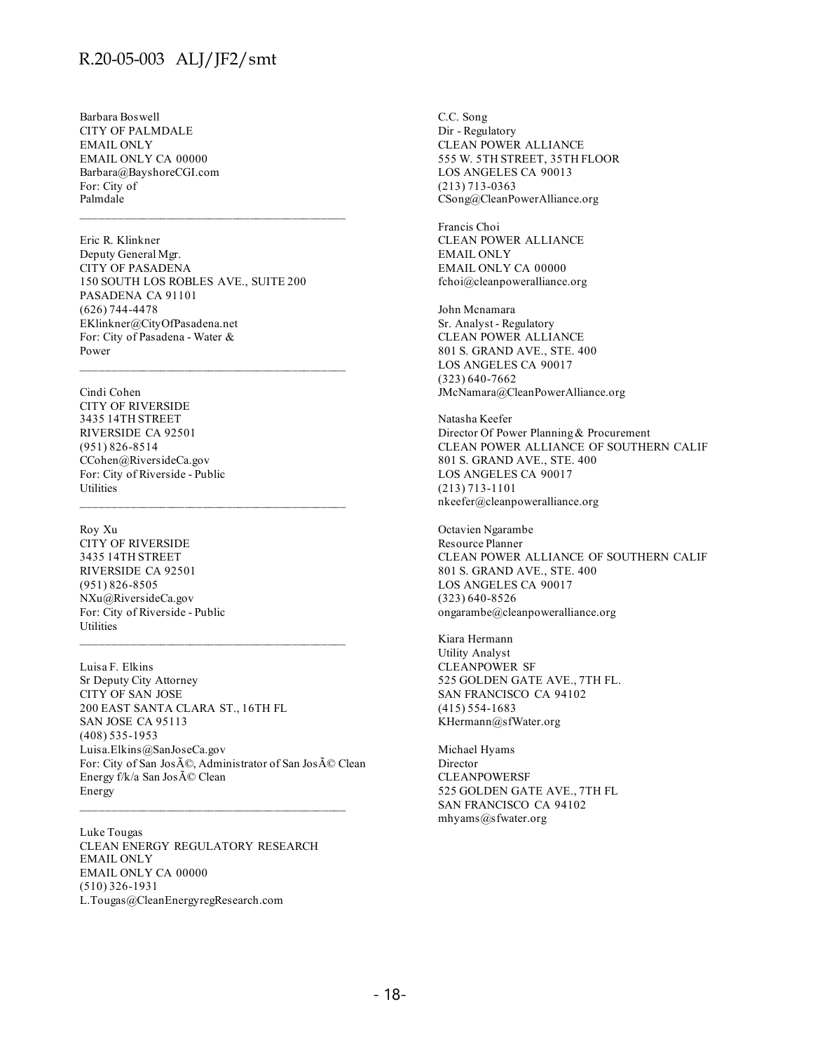Barbara Boswell
CITY OF PALMDALE
EMAIL ONLY
EMAIL ONLY CA 00000
Barbara@BayshoreCGI.com
For: City of
Palmdale

---

Eric R. Klinkner
Deputy General Mgr.
CITY OF PASADENA
150 SOUTH LOS ROBLES AVE., SUITE 200
PASADENA CA 91101
(626) 744-4478
EKlinkner@CityOfPasadena.net
For: City of Pasadena - Water &
Power

---

Cindi Cohen
CITY OF RIVERSIDE
3435 14TH STREET
RIVERSIDE CA 92501
(951) 826-8514
CCohen@RiversideCa.gov
For: City of Riverside - Public
Utilities

---

Roy Xu
CITY OF RIVERSIDE
3435 14TH STREET
RIVERSIDE CA 92501
(951) 826-8505
NXu@RiversideCa.gov
For: City of Riverside - Public
Utilities

---

Luisa F. Elkins
Sr Deputy City Attorney
CITY OF SAN JOSE
200 EAST SANTA CLARA ST., 16TH FL
SAN JOSE CA 95113
(408) 535-1953
Luisa.Elkins@SanJoseCa.gov
For: City of San JosÃ©, Administrator of San JosÃ© Clean
Energy f/k/a San JosÃ© Clean
Energy

---

Luke Tougas
CLEAN ENERGY REGULATORY RESEARCH
EMAIL ONLY
EMAIL ONLY CA 00000
(510) 326-1931
L.Tougas@CleanEnergyregResearch.com

C.C. Song
Dir - Regulatory
CLEAN POWER ALLIANCE
555 W. 5TH STREET, 35TH FLOOR
LOS ANGELES CA 90013
(213) 713-0363
CSong@CleanPowerAlliance.org

Francis Choi
CLEAN POWER ALLIANCE
EMAIL ONLY
EMAIL ONLY CA 00000
fchoi@cleanpoweralliance.org

John Mcnamara
Sr. Analyst - Regulatory
CLEAN POWER ALLIANCE
801 S. GRAND AVE., STE. 400
LOS ANGELES CA 90017
(323) 640-7662
JMcNamara@CleanPowerAlliance.org

Natasha Keefer
Director Of Power Planning & Procurement
CLEAN POWER ALLIANCE OF SOUTHERN CALIF
801 S. GRAND AVE., STE. 400
LOS ANGELES CA 90017
(213) 713-1101
nkeefer@cleanpoweralliance.org

Octavien Ngarambe
Resource Planner
CLEAN POWER ALLIANCE OF SOUTHERN CALIF
801 S. GRAND AVE., STE. 400
LOS ANGELES CA 90017
(323) 640-8526
ongarambe@cleanpoweralliance.org

Kiara Hermann
Utility Analyst
CLEANPOWER SF
525 GOLDEN GATE AVE., 7TH FL.
SAN FRANCISCO CA 94102
(415) 554-1683
KHermann@sfWater.org

Michael Hyams
Director
CLEANPOWERSF
525 GOLDEN GATE AVE., 7TH FL
SAN FRANCISCO CA 94102
mhyams@sfwater.org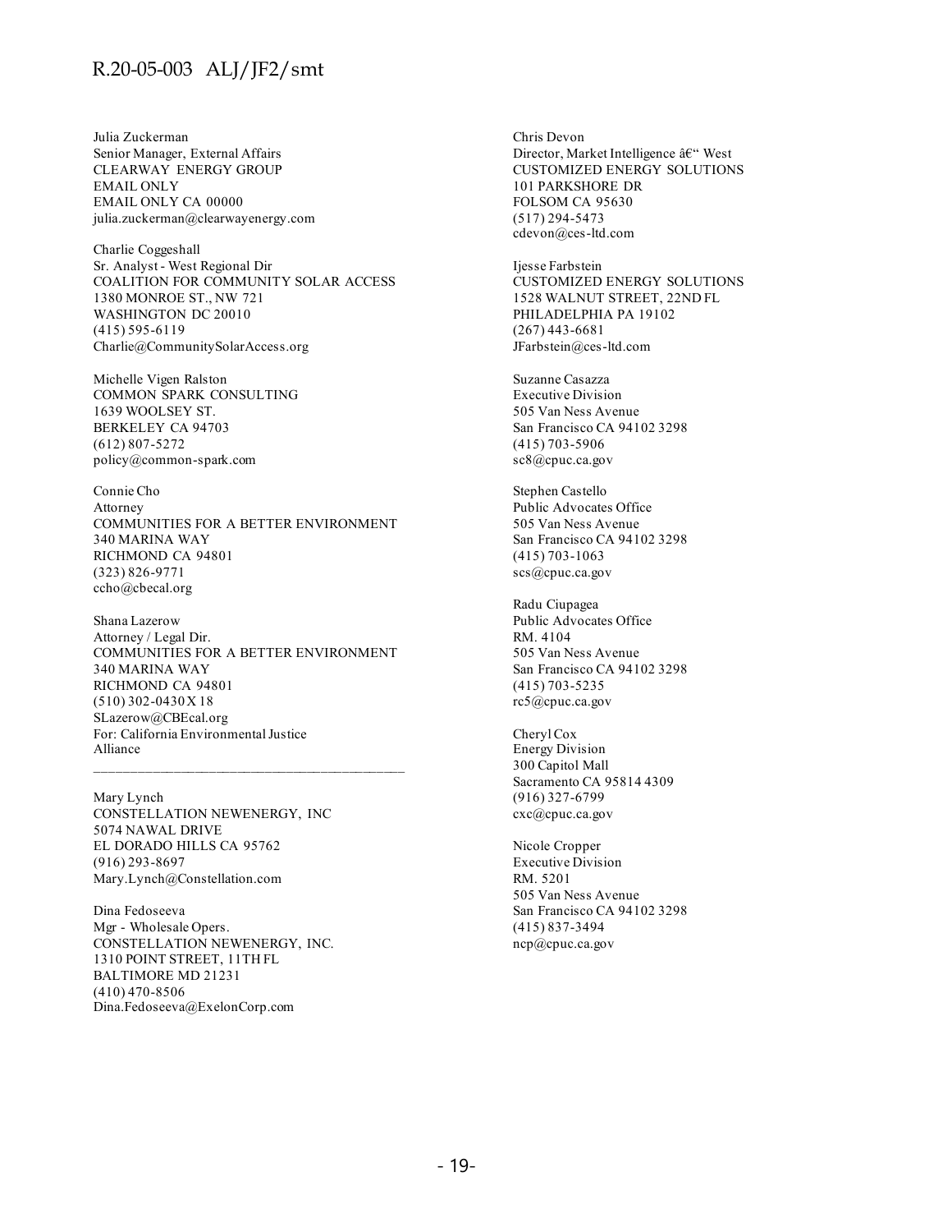Julia Zuckerman
Senior Manager, External Affairs
CLEARWAY ENERGY GROUP
EMAIL ONLY
EMAIL ONLY CA 00000
julia.zuckerman@clearwayenergy.com

Charlie Coggeshall
Sr. Analyst - West Regional Dir
COALITION FOR COMMUNITY SOLAR ACCESS
1380 MONROE ST., NW 721
WASHINGTON DC 20010
(415) 595-6119
Charlie@CommunitySolarAccess.org

Michelle Vigen Ralston
COMMON SPARK CONSULTING
1639 WOOLSEY ST.
BERKELEY CA 94703
(612) 807-5272
policy@common-spark.com

Connie Cho
Attorney
COMMUNITIES FOR A BETTER ENVIRONMENT
340 MARINA WAY
RICHMOND CA 94801
(323) 826-9771
ccho@cbecal.org

Shana Lazerow
Attorney / Legal Dir.
COMMUNITIES FOR A BETTER ENVIRONMENT
340 MARINA WAY
RICHMOND CA 94801
(510) 302-0430 X 18
SLazerow@CBEcal.org
For: California Environmental Justice Alliance

---

Mary Lynch
CONSTELLATION NEWENERGY, INC
5074 NAWAL DRIVE
EL DORADO HILLS CA 95762
(916) 293-8697
Mary.Lynch@Constellation.com

Dina Fedoseeva
Mgr - Wholesale Opers.
CONSTELLATION NEWENERGY, INC.
1310 POINT STREET, 11TH FL
BALTIMORE MD 21231
(410) 470-8506
Dina.Fedoseeva@ExelonCorp.com

Chris Devon
Director, Market Intelligence â€“ West
CUSTOMIZED ENERGY SOLUTIONS
101 PARKSHORE DR
FOLSOM CA 95630
(517) 294-5473
cdevon@ces-ltd.com

Ijesse Farbstein
CUSTOMIZED ENERGY SOLUTIONS
1528 WALNUT STREET, 22ND FL
PHILADELPHIA PA 19102
(267) 443-6681
JFarbstein@ces-ltd.com

Suzanne Casazza
Executive Division
505 Van Ness Avenue
San Francisco CA 94102 3298
(415) 703-5906
sc8@cpuc.ca.gov

Stephen Castello
Public Advocates Office
505 Van Ness Avenue
San Francisco CA 94102 3298
(415) 703-1063
scs@cpuc.ca.gov

Radu Ciupagea
Public Advocates Office
RM. 4104
505 Van Ness Avenue
San Francisco CA 94102 3298
(415) 703-5235
rc5@cpuc.ca.gov

Cheryl Cox
Energy Division
300 Capitol Mall
Sacramento CA 95814 4309
(916) 327-6799
cxc@cpuc.ca.gov

Nicole Cropper
Executive Division
RM. 5201
505 Van Ness Avenue
San Francisco CA 94102 3298
(415) 837-3494
ncp@cpuc.ca.gov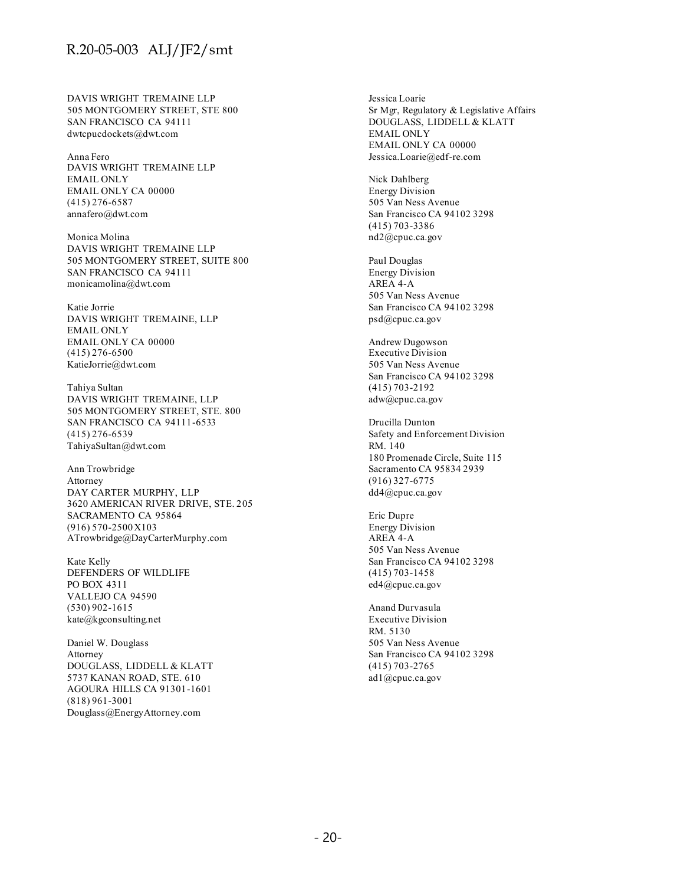DAVIS WRIGHT TREMAINE LLP
505 MONTGOMERY STREET, STE 800
SAN FRANCISCO CA 94111
dwtcpucdockets@dwt.com

Anna Fero
DAVIS WRIGHT TREMAINE LLP
EMAIL ONLY
EMAIL ONLY CA 00000
(415) 276-6587
annafero@dwt.com

Monica Molina
DAVIS WRIGHT TREMAINE LLP
505 MONTGOMERY STREET, SUITE 800
SAN FRANCISCO CA 94111
monicamolina@dwt.com

Katie Jorrie
DAVIS WRIGHT TREMAINE, LLP
EMAIL ONLY
EMAIL ONLY CA 00000
(415) 276-6500
KatieJorrie@dwt.com

Tahiya Sultan
DAVIS WRIGHT TREMAINE, LLP
505 MONTGOMERY STREET, STE. 800
SAN FRANCISCO CA 94111-6533
(415) 276-6539
TahiyaSultan@dwt.com

Ann Trowbridge
Attorney
DAY CARTER MURPHY, LLP
3620 AMERICAN RIVER DRIVE, STE. 205
SACRAMENTO CA 95864
(916) 570-2500 X103
ATrowbridge@DayCarterMurphy.com

Kate Kelly
DEFENDERS OF WILDLIFE
PO BOX 4311
VALLEJO CA 94590
(530) 902-1615
kate@kgconsulting.net

Daniel W. Douglass
Attorney
DOUGLASS, LIDDELL & KLATT
5737 KANAN ROAD, STE. 610
AGOURA HILLS CA 91301-1601
(818) 961-3001
Douglass@EnergyAttorney.com

Jessica Loarie
Sr Mgr, Regulatory & Legislative Affairs
DOUGLASS, LIDDELL & KLATT
EMAIL ONLY
EMAIL ONLY CA 00000
Jessica.Loarie@edf-re.com

Nick Dahlberg
Energy Division
505 Van Ness Avenue
San Francisco CA 94102 3298
(415) 703-3386
nd2@cpuc.ca.gov

Paul Douglas
Energy Division
AREA 4-A
505 Van Ness Avenue
San Francisco CA 94102 3298
psd@cpuc.ca.gov

Andrew Dugowson
Executive Division
505 Van Ness Avenue
San Francisco CA 94102 3298
(415) 703-2192
adw@cpuc.ca.gov

Drucilla Dunton
Safety and Enforcement Division
RM. 140
180 Promenade Circle, Suite 115
Sacramento CA 95834 2939
(916) 327-6775
dd4@cpuc.ca.gov

Eric Dupre
Energy Division
AREA 4-A
505 Van Ness Avenue
San Francisco CA 94102 3298
(415) 703-1458
ed4@cpuc.ca.gov

Anand Durvasula
Executive Division
RM. 5130
505 Van Ness Avenue
San Francisco CA 94102 3298
(415) 703-2765
ad1@cpuc.ca.gov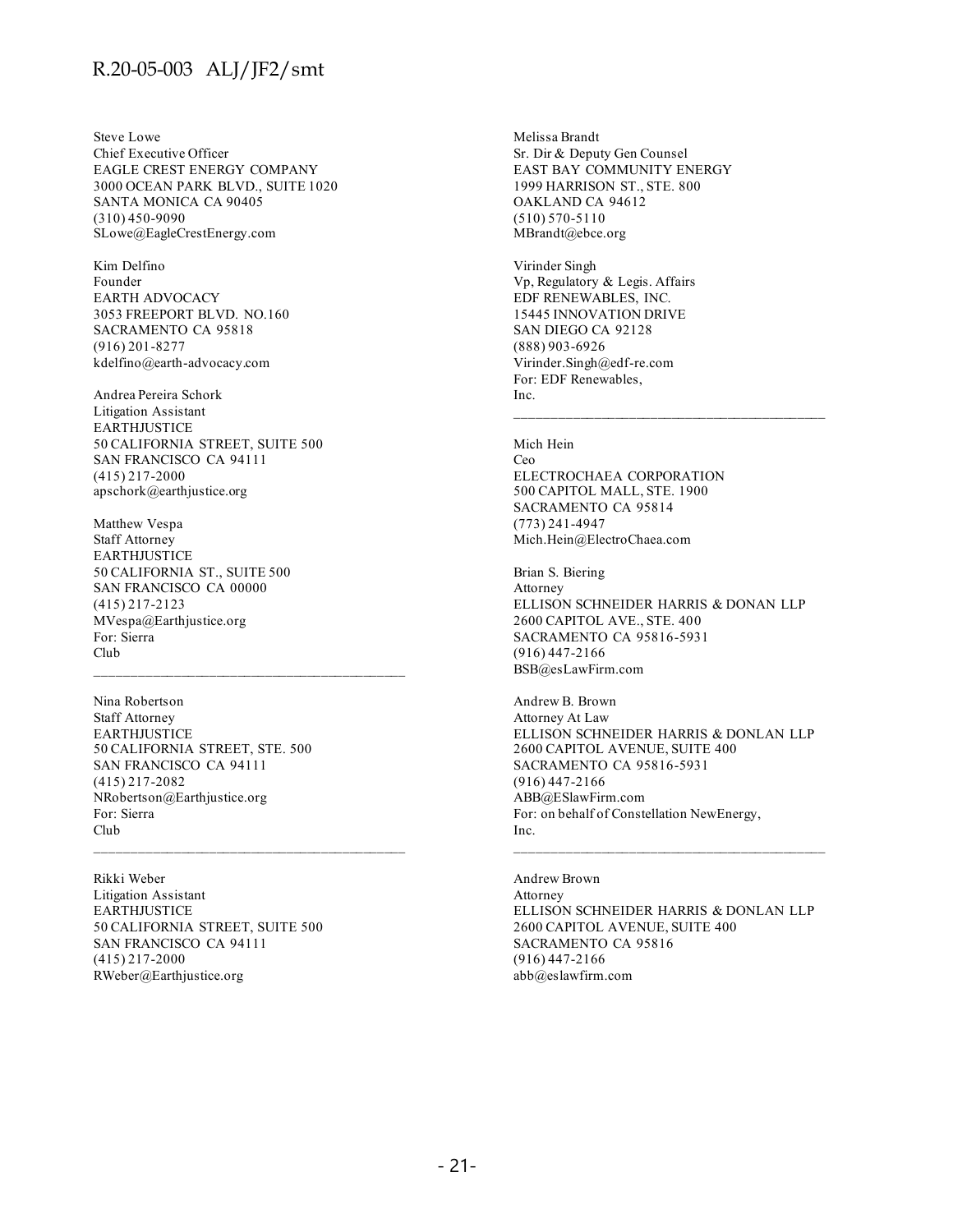Steve Lowe
Chief Executive Officer
EAGLE CREST ENERGY COMPANY
3000 OCEAN PARK BLVD., SUITE 1020
SANTA MONICA CA 90405
(310) 450-9090
SLowe@EagleCrestEnergy.com

Kim Delfino
Founder
EARTH ADVOCACY
3053 FREEPORT BLVD. NO.160
SACRAMENTO CA 95818
(916) 201-8277
kdelfino@earth-advocacy.com

Andrea Pereira Schork
Litigation Assistant
EARTHJUSTICE
50 CALIFORNIA STREET, SUITE 500
SAN FRANCISCO CA 94111
(415) 217-2000
apschork@earthjustice.org

Matthew Vespa
Staff Attorney
EARTHJUSTICE
50 CALIFORNIA ST., SUITE 500
SAN FRANCISCO CA 00000
(415) 217-2123
MVespa@Earthjustice.org
For: Sierra Club

---

Nina Robertson
Staff Attorney
EARTHJUSTICE
50 CALIFORNIA STREET, STE. 500
SAN FRANCISCO CA 94111
(415) 217-2082
NRobertson@Earthjustice.org
For: Sierra Club

---

Rikki Weber
Litigation Assistant
EARTHJUSTICE
50 CALIFORNIA STREET, SUITE 500
SAN FRANCISCO CA 94111
(415) 217-2000
RWeber@Earthjustice.org

Melissa Brandt
Sr. Dir & Deputy Gen Counsel
EAST BAY COMMUNITY ENERGY
1999 HARRISON ST., STE. 800
OAKLAND CA 94612
(510) 570-5110
MBrandt@ebce.org

Virinder Singh
Vp, Regulatory & Legis. Affairs
EDF RENEWABLES, INC.
15445 INNOVATION DRIVE
SAN DIEGO CA 92128
(888) 903-6926
Virinder.Singh@edf-re.com
For: EDF Renewables, Inc.

---

Mich Hein
Ceo
ELECTROCHAEA CORPORATION
500 CAPITOL MALL, STE. 1900
SACRAMENTO CA 95814
(773) 241-4947
Mich.Hein@ElectroChaea.com

Brian S. Biering
Attorney
ELLISON SCHNEIDER HARRIS & DONAN LLP
2600 CAPITOL AVE., STE. 400
SACRAMENTO CA 95816-5931
(916) 447-2166
BSB@esLawFirm.com

Andrew B. Brown
Attorney At Law
ELLISON SCHNEIDER HARRIS & DONLAN LLP
2600 CAPITOL AVENUE, SUITE 400
SACRAMENTO CA 95816-5931
(916) 447-2166
ABB@ESlawFirm.com
For: on behalf of Constellation NewEnergy, Inc.

---

Andrew Brown
Attorney
ELLISON SCHNEIDER HARRIS & DONLAN LLP
2600 CAPITOL AVENUE, SUITE 400
SACRAMENTO CA 95816
(916) 447-2166
abb@eslawfirm.com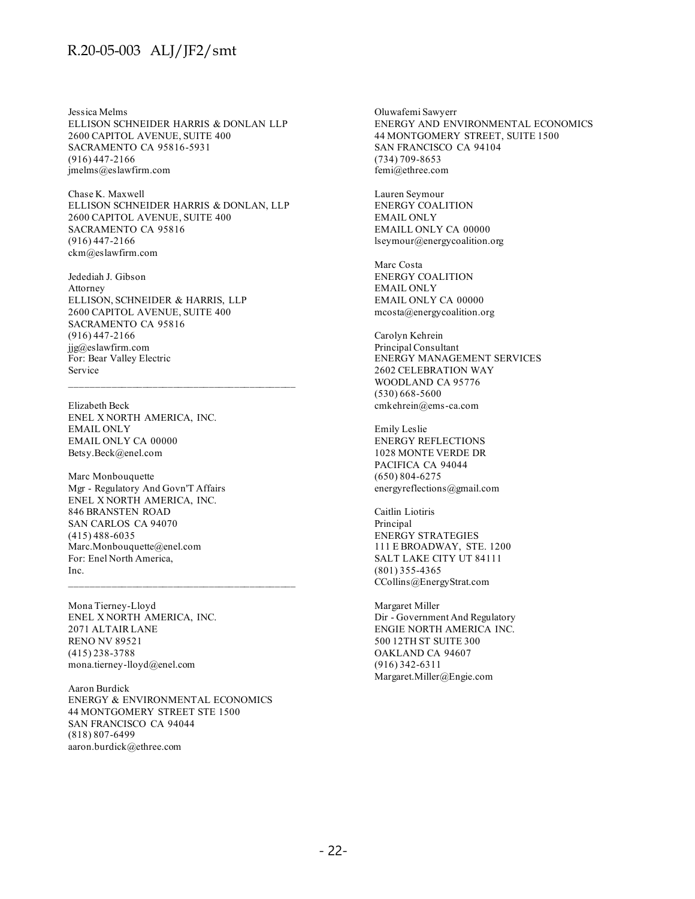Jessica Melms
ELLISON SCHNEIDER HARRIS & DONLAN LLP
2600 CAPITOL AVENUE, SUITE 400
SACRAMENTO CA 95816-5931
(916) 447-2166
jmelms@eslawfirm.com

Chase K. Maxwell
ELLISON SCHNEIDER HARRIS & DONLAN, LLP
2600 CAPITOL AVENUE, SUITE 400
SACRAMENTO CA 95816
(916) 447-2166
ckm@eslawfirm.com

Jedediah J. Gibson
Attorney
ELLISON, SCHNEIDER & HARRIS, LLP
2600 CAPITOL AVENUE, SUITE 400
SACRAMENTO CA 95816
(916) 447-2166
jjg@eslawfirm.com
For: Bear Valley Electric Service

---

Elizabeth Beck
ENEL X NORTH AMERICA, INC.
EMAIL ONLY
EMAIL ONLY CA 00000
Betsy.Beck@enel.com

Marc Monbouquette
Mgr - Regulatory And Govn'T Affairs
ENEL X NORTH AMERICA, INC.
846 BRANSTEN ROAD
SAN CARLOS CA 94070
(415) 488-6035
Marc.Monbouquette@enel.com
For: Enel North America, Inc.

---

Mona Tierney-Lloyd
ENEL X NORTH AMERICA, INC.
2071 ALTAIR LANE
RENO NV 89521
(415) 238-3788
mona.tierney-lloyd@enel.com

Aaron Burdick
ENERGY & ENVIRONMENTAL ECONOMICS
44 MONTGOMERY STREET STE 1500
SAN FRANCISCO CA 94044
(818) 807-6499
aaron.burdick@ethree.com

Oluwafemi Sawyerr
ENERGY AND ENVIRONMENTAL ECONOMICS
44 MONTGOMERY STREET, SUITE 1500
SAN FRANCISCO CA 94104
(734) 709-8653
femi@ethree.com

Lauren Seymour
ENERGY COALITION
EMAIL ONLY
EMAILL ONLY CA 00000
lseymour@energycoalition.org

Marc Costa
ENERGY COALITION
EMAIL ONLY
EMAIL ONLY CA 00000
mcosta@energycoalition.org

Carolyn Kehrein
Principal Consultant
ENERGY MANAGEMENT SERVICES
2602 CELEBRATION WAY
WOODLAND CA 95776
(530) 668-5600
cmkehrein@ems-ca.com

Emily Leslie
ENERGY REFLECTIONS
1028 MONTE VERDE DR
PACIFICA CA 94044
(650) 804-6275
energyreflections@gmail.com

Caitlin Liotiris
Principal
ENERGY STRATEGIES
111 E BROADWAY, STE. 1200
SALT LAKE CITY UT 84111
(801) 355-4365
CCollins@EnergyStrat.com

Margaret Miller
Dir - Government And Regulatory
ENGIE NORTH AMERICA INC.
500 12TH ST SUITE 300
OAKLAND CA 94607
(916) 342-6311
Margaret.Miller@Engie.com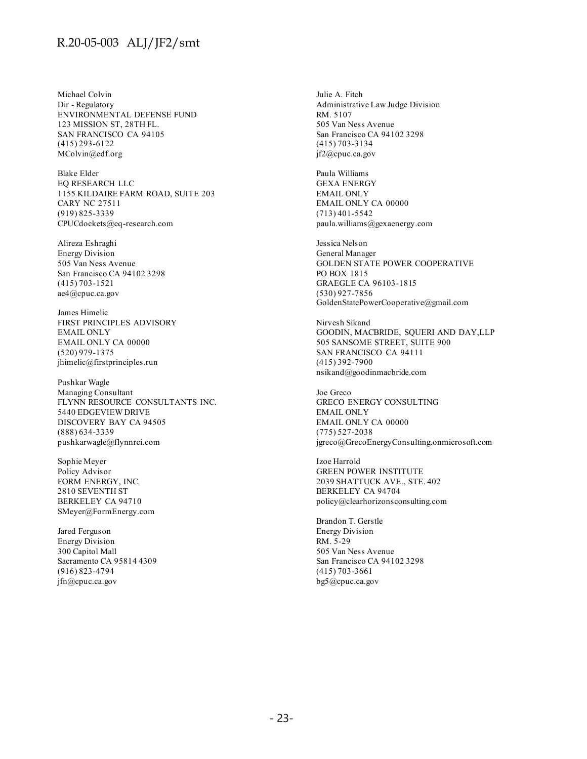Michael Colvin
Dir - Regulatory
ENVIRONMENTAL DEFENSE FUND
123 MISSION ST, 28TH FL.
SAN FRANCISCO CA 94105
(415) 293-6122
MColvin@edf.org

Blake Elder
EQ RESEARCH LLC
1155 KILDAIRE FARM ROAD, SUITE 203
CARY NC 27511
(919) 825-3339
CPUCdockets@eq-research.com

Alireza Eshraghi
Energy Division
505 Van Ness Avenue
San Francisco CA 94102 3298
(415) 703-1521
ae4@cpuc.ca.gov

James Himelic
FIRST PRINCIPLES ADVISORY
EMAIL ONLY
EMAIL ONLY CA 00000
(520) 979-1375
jhimelic@firstprinciples.run

Pushkar Wagle
Managing Consultant
FLYNN RESOURCE CONSULTANTS INC.
5440 EDGEVIEW DRIVE
DISCOVERY BAY CA 94505
(888) 634-3339
pushkarwagle@flynnrci.com

Sophie Meyer
Policy Advisor
FORM ENERGY, INC.
2810 SEVENTH ST
BERKELEY CA 94710
SMeyer@FormEnergy.com

Jared Ferguson
Energy Division
300 Capitol Mall
Sacramento CA 95814 4309
(916) 823-4794
jfn@cpuc.ca.gov

Julie A. Fitch
Administrative Law Judge Division
RM. 5107
505 Van Ness Avenue
San Francisco CA 94102 3298
(415) 703-3134
jf2@cpuc.ca.gov

Paula Williams
GEXA ENERGY
EMAIL ONLY
EMAIL ONLY CA 00000
(713) 401-5542
paula.williams@gexaenergy.com

Jessica Nelson
General Manager
GOLDEN STATE POWER COOPERATIVE
PO BOX 1815
GRAEGLE CA 96103-1815
(530) 927-7856
GoldenStatePowerCooperative@gmail.com

Nirvesh Sikand
GOODIN, MACBRIDE, SQUERI AND DAY,LLP
505 SANSOME STREET, SUITE 900
SAN FRANCISCO CA 94111
(415) 392-7900
nsikand@goodinmacbride.com

Joe Greco
GRECO ENERGY CONSULTING
EMAIL ONLY
EMAIL ONLY CA 00000
(775) 527-2038
jgreco@GrecoEnergyConsulting.onmicrosoft.com

Izoe Harrold
GREEN POWER INSTITUTE
2039 SHATTUCK AVE., STE. 402
BERKELEY CA 94704
policy@clearhorizonsconsulting.com

Brandon T. Gerstle
Energy Division
RM. 5-29
505 Van Ness Avenue
San Francisco CA 94102 3298
(415) 703-3661
bg5@cpuc.ca.gov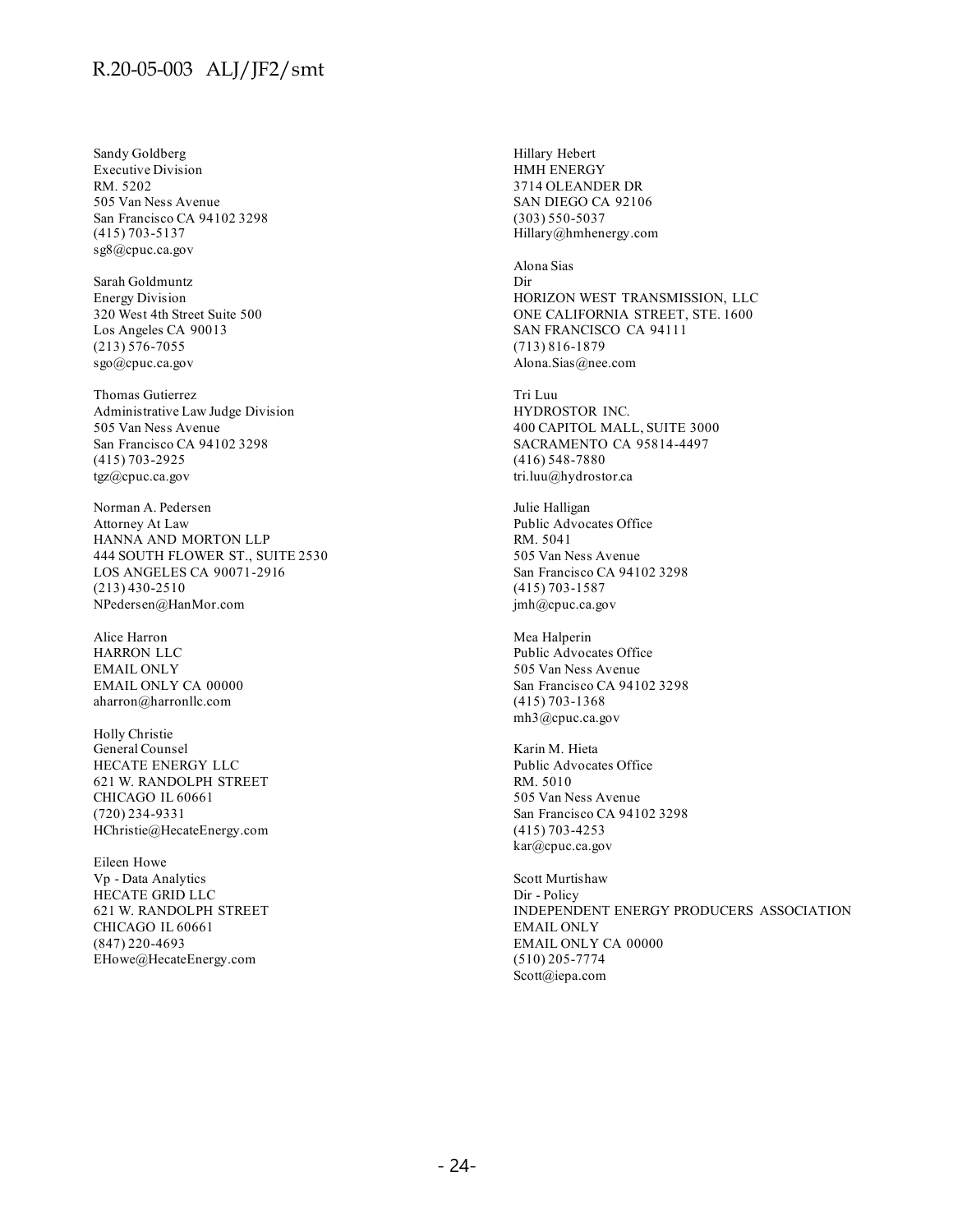Sandy Goldberg
Executive Division
RM. 5202
505 Van Ness Avenue
San Francisco CA 94102 3298
(415) 703-5137
sg8@cpuc.ca.gov

Sarah Goldmuntz
Energy Division
320 West 4th Street Suite 500
Los Angeles CA 90013
(213) 576-7055
sgo@cpuc.ca.gov

Thomas Gutierrez
Administrative Law Judge Division
505 Van Ness Avenue
San Francisco CA 94102 3298
(415) 703-2925
tgz@cpuc.ca.gov

Norman A. Pedersen
Attorney At Law
HANNA AND MORTON LLP
444 SOUTH FLOWER ST., SUITE 2530
LOS ANGELES CA 90071-2916
(213) 430-2510
NPedersen@HanMor.com

Alice Harron
HARRON LLC
EMAIL ONLY
EMAIL ONLY CA 00000
aharron@harronllc.com

Holly Christie
General Counsel
HECATE ENERGY LLC
621 W. RANDOLPH STREET
CHICAGO IL 60661
(720) 234-9331
HChristie@HecateEnergy.com

Eileen Howe
Vp - Data Analytics
HECATE GRID LLC
621 W. RANDOLPH STREET
CHICAGO IL 60661
(847) 220-4693
EHowe@HecateEnergy.com

Hillary Hebert
HMH ENERGY
3714 OLEANDER DR
SAN DIEGO CA 92106
(303) 550-5037
Hillary@hmhenergy.com

Alona Sias
Dir
HORIZON WEST TRANSMISSION, LLC
ONE CALIFORNIA STREET, STE. 1600
SAN FRANCISCO CA 94111
(713) 816-1879
Alona.Sias@nee.com

Tri Luu
HYDROSTOR INC.
400 CAPITOL MALL, SUITE 3000
SACRAMENTO CA 95814-4497
(416) 548-7880
tri.luu@hydrostor.ca

Julie Halligan
Public Advocates Office
RM. 5041
505 Van Ness Avenue
San Francisco CA 94102 3298
(415) 703-1587
jmh@cpuc.ca.gov

Mea Halperin
Public Advocates Office
505 Van Ness Avenue
San Francisco CA 94102 3298
(415) 703-1368
mh3@cpuc.ca.gov

Karin M. Hieta
Public Advocates Office
RM. 5010
505 Van Ness Avenue
San Francisco CA 94102 3298
(415) 703-4253
kar@cpuc.ca.gov

Scott Murtishaw
Dir - Policy
INDEPENDENT ENERGY PRODUCERS ASSOCIATION
EMAIL ONLY
EMAIL ONLY CA 00000
(510) 205-7774
Scott@iepa.com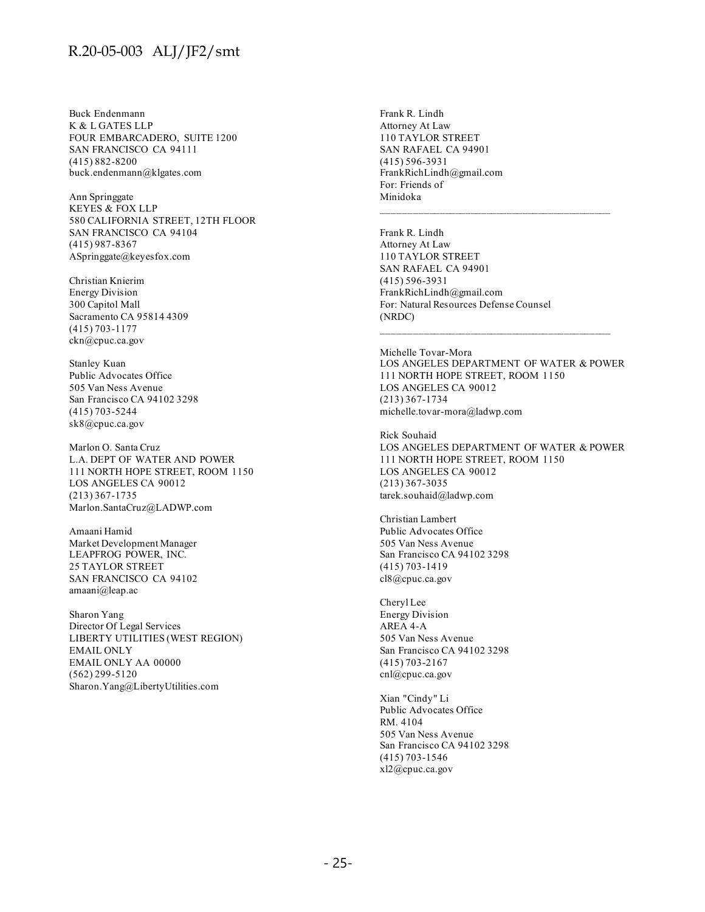Buck Endenmann
K & L GATES LLP
FOUR EMBARCADERO, SUITE 1200
SAN FRANCISCO CA 94111
(415) 882-8200
buck.endenmann@klgates.com

Ann Springgate
KEYES & FOX LLP
580 CALIFORNIA STREET, 12TH FLOOR
SAN FRANCISCO CA 94104
(415) 987-8367
ASpringgate@keyesfox.com

Christian Knierim
Energy Division
300 Capitol Mall
Sacramento CA 95814 4309
(415) 703-1177
ckn@cpuc.ca.gov

Stanley Kuan
Public Advocates Office
505 Van Ness Avenue
San Francisco CA 94102 3298
(415) 703-5244
sk8@cpuc.ca.gov

Marlon O. Santa Cruz
L.A. DEPT OF WATER AND POWER
111 NORTH HOPE STREET, ROOM 1150
LOS ANGELES CA 90012
(213) 367-1735
Marlon.SantaCruz@LADWP.com

Amaani Hamid
Market Development Manager
LEAPFROG POWER, INC.
25 TAYLOR STREET
SAN FRANCISCO CA 94102
amaani@leap.ac

Sharon Yang
Director Of Legal Services
LIBERTY UTILITIES (WEST REGION)
EMAIL ONLY
EMAIL ONLY AA 00000
(562) 299-5120
Sharon.Yang@LibertyUtilities.com

Frank R. Lindh
Attorney At Law
110 TAYLOR STREET
SAN RAFAEL CA 94901
(415) 596-3931
FrankRichLindh@gmail.com
For: Friends of
Minidoka

---

Frank R. Lindh
Attorney At Law
110 TAYLOR STREET
SAN RAFAEL CA 94901
(415) 596-3931
FrankRichLindh@gmail.com
For: Natural Resources Defense Counsel
(NRDC)

---

Michelle Tovar-Mora
LOS ANGELES DEPARTMENT OF WATER & POWER
111 NORTH HOPE STREET, ROOM 1150
LOS ANGELES CA 90012
(213) 367-1734
michelle.tovar-mora@ladwp.com

Rick Souhaid
LOS ANGELES DEPARTMENT OF WATER & POWER
111 NORTH HOPE STREET, ROOM 1150
LOS ANGELES CA 90012
(213) 367-3035
tarek.souhaid@ladwp.com

Christian Lambert
Public Advocates Office
505 Van Ness Avenue
San Francisco CA 94102 3298
(415) 703-1419
cl8@cpuc.ca.gov

Cheryl Lee
Energy Division
AREA 4-A
505 Van Ness Avenue
San Francisco CA 94102 3298
(415) 703-2167
cnl@cpuc.ca.gov

Xian "Cindy" Li
Public Advocates Office
RM. 4104
505 Van Ness Avenue
San Francisco CA 94102 3298
(415) 703-1546
xl2@cpuc.ca.gov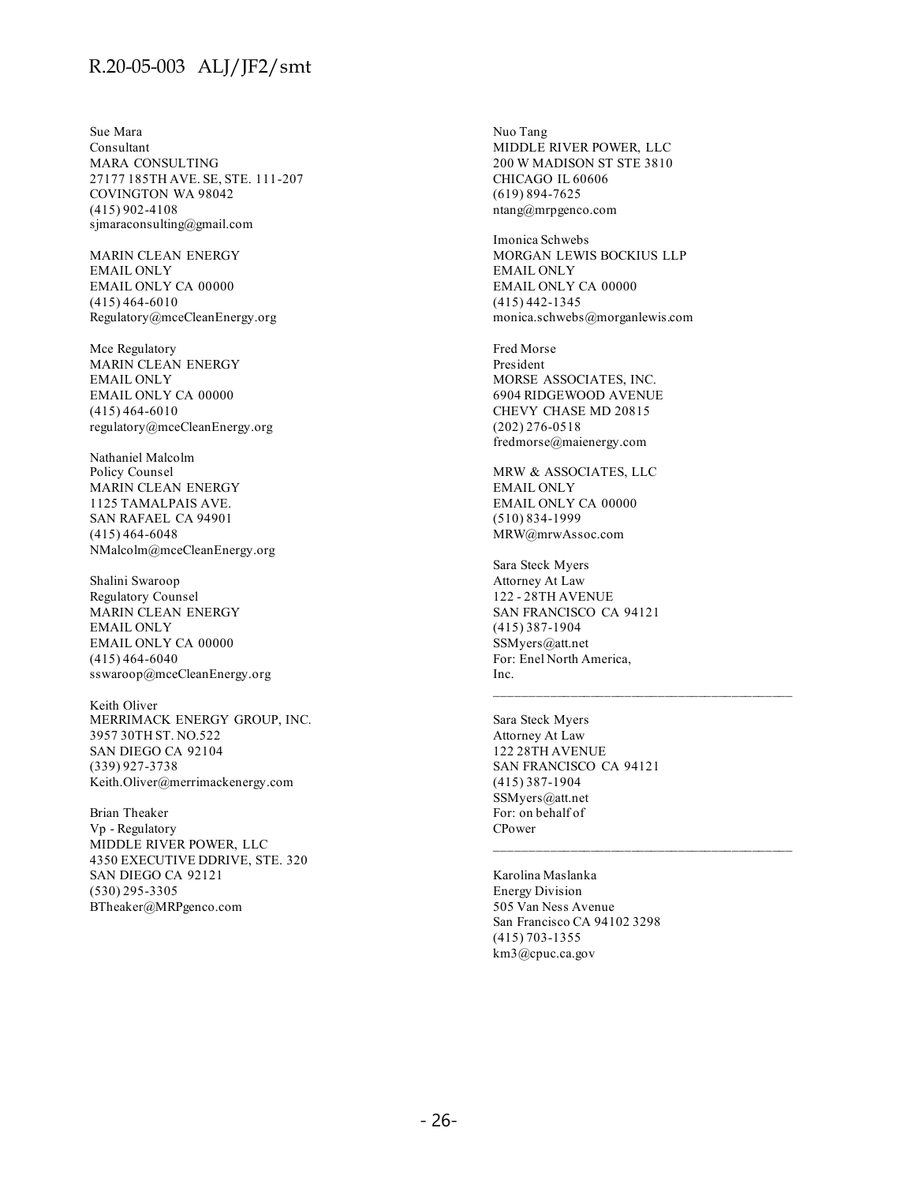Sue Mara
Consultant
MARA CONSULTING
27177 185TH AVE. SE, STE. 111-207
COVINGTON WA 98042
(415) 902-4108
sjmaraconsulting@gmail.com

MARIN CLEAN ENERGY
EMAIL ONLY
EMAIL ONLY CA 00000
(415) 464-6010
Regulatory@mceCleanEnergy.org

Mce Regulatory
MARIN CLEAN ENERGY
EMAIL ONLY
EMAIL ONLY CA 00000
(415) 464-6010
regulatory@mceCleanEnergy.org

Nathaniel Malcolm
Policy Counsel
MARIN CLEAN ENERGY
1125 TAMALPAIS AVE.
SAN RAFAEL CA 94901
(415) 464-6048
NMalcolm@mceCleanEnergy.org

Shalini Swaroop
Regulatory Counsel
MARIN CLEAN ENERGY
EMAIL ONLY
EMAIL ONLY CA 00000
(415) 464-6040
sswaroop@mceCleanEnergy.org

Keith Oliver
MERRIMACK ENERGY GROUP, INC.
3957 30TH ST. NO.522
SAN DIEGO CA 92104
(339) 927-3738
Keith.Oliver@merrimackenergy.com

Brian Theaker
Vp - Regulatory
MIDDLE RIVER POWER, LLC
4350 EXECUTIVE DDRIVE, STE. 320
SAN DIEGO CA 92121
(530) 295-3305
BTheaker@MRPgenco.com

Nuo Tang
MIDDLE RIVER POWER, LLC
200 W MADISON ST STE 3810
CHICAGO IL 60606
(619) 894-7625
ntang@mrpgenco.com

Imonica Schwebs
MORGAN LEWIS BOCKIUS LLP
EMAIL ONLY
EMAIL ONLY CA 00000
(415) 442-1345
monica.schwebs@morganlewis.com

Fred Morse
President
MORSE ASSOCIATES, INC.
6904 RIDGEWOOD AVENUE
CHEVY CHASE MD 20815
(202) 276-0518
fredmorse@maienergy.com

MRW & ASSOCIATES, LLC
EMAIL ONLY
EMAIL ONLY CA 00000
(510) 834-1999
MRW@mrwAssoc.com

Sara Steck Myers
Attorney At Law
122 - 28TH AVENUE
SAN FRANCISCO CA 94121
(415) 387-1904
SSMyers@att.net
For: Enel North America, Inc.

---

Sara Steck Myers
Attorney At Law
122 28TH AVENUE
SAN FRANCISCO CA 94121
(415) 387-1904
SSMyers@att.net
For: on behalf of CPower

---

Karolina Maslanka
Energy Division
505 Van Ness Avenue
San Francisco CA 94102 3298
(415) 703-1355
km3@cpuc.ca.gov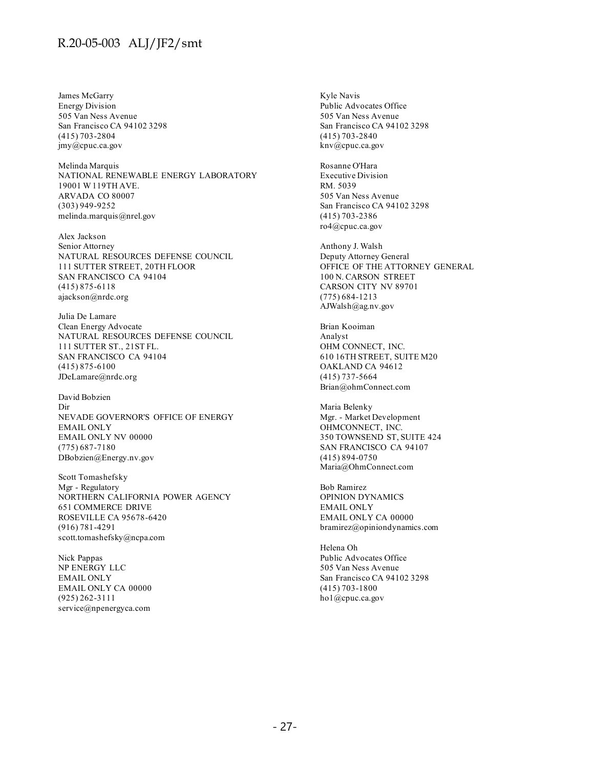James McGarry
Energy Division
505 Van Ness Avenue
San Francisco CA 94102 3298
(415) 703-2804
jmy@cpuc.ca.gov

Melinda Marquis
NATIONAL RENEWABLE ENERGY LABORATORY
19001 W 119TH AVE.
ARVADA CO 80007
(303) 949-9252
melinda.marquis@nrel.gov

Alex Jackson
Senior Attorney
NATURAL RESOURCES DEFENSE COUNCIL
111 SUTTER STREET, 20TH FLOOR
SAN FRANCISCO CA 94104
(415) 875-6118
ajackson@nrdc.org

Julia De Lamare
Clean Energy Advocate
NATURAL RESOURCES DEFENSE COUNCIL
111 SUTTER ST., 21ST FL.
SAN FRANCISCO CA 94104
(415) 875-6100
JDeLamare@nrdc.org

David Bobzien
Dir
NEVADE GOVERNOR'S OFFICE OF ENERGY
EMAIL ONLY
EMAIL ONLY NV 00000
(775) 687-7180
DBobzien@Energy.nv.gov

Scott Tomashefsky
Mgr - Regulatory
NORTHERN CALIFORNIA POWER AGENCY
651 COMMERCE DRIVE
ROSEVILLE CA 95678-6420
(916) 781-4291
scott.tomashefsky@ncpa.com

Nick Pappas
NP ENERGY LLC
EMAIL ONLY
EMAIL ONLY CA 00000
(925) 262-3111
service@npenergyca.com

Kyle Navis
Public Advocates Office
505 Van Ness Avenue
San Francisco CA 94102 3298
(415) 703-2840
knv@cpuc.ca.gov

Rosanne O'Hara
Executive Division
RM. 5039
505 Van Ness Avenue
San Francisco CA 94102 3298
(415) 703-2386
ro4@cpuc.ca.gov

Anthony J. Walsh
Deputy Attorney General
OFFICE OF THE ATTORNEY GENERAL
100 N. CARSON STREET
CARSON CITY NV 89701
(775) 684-1213
AJWalsh@ag.nv.gov

Brian Kooiman
Analyst
OHM CONNECT, INC.
610 16TH STREET, SUITE M20
OAKLAND CA 94612
(415) 737-5664
Brian@ohmConnect.com

Maria Belenky
Mgr. - Market Development
OHMCONNECT, INC.
350 TOWNSEND ST, SUITE 424
SAN FRANCISCO CA 94107
(415) 894-0750
Maria@OhmConnect.com

Bob Ramirez
OPINION DYNAMICS
EMAIL ONLY
EMAIL ONLY CA 00000
bramirez@opiniondynamics.com

Helena Oh
Public Advocates Office
505 Van Ness Avenue
San Francisco CA 94102 3298
(415) 703-1800
ho1@cpuc.ca.gov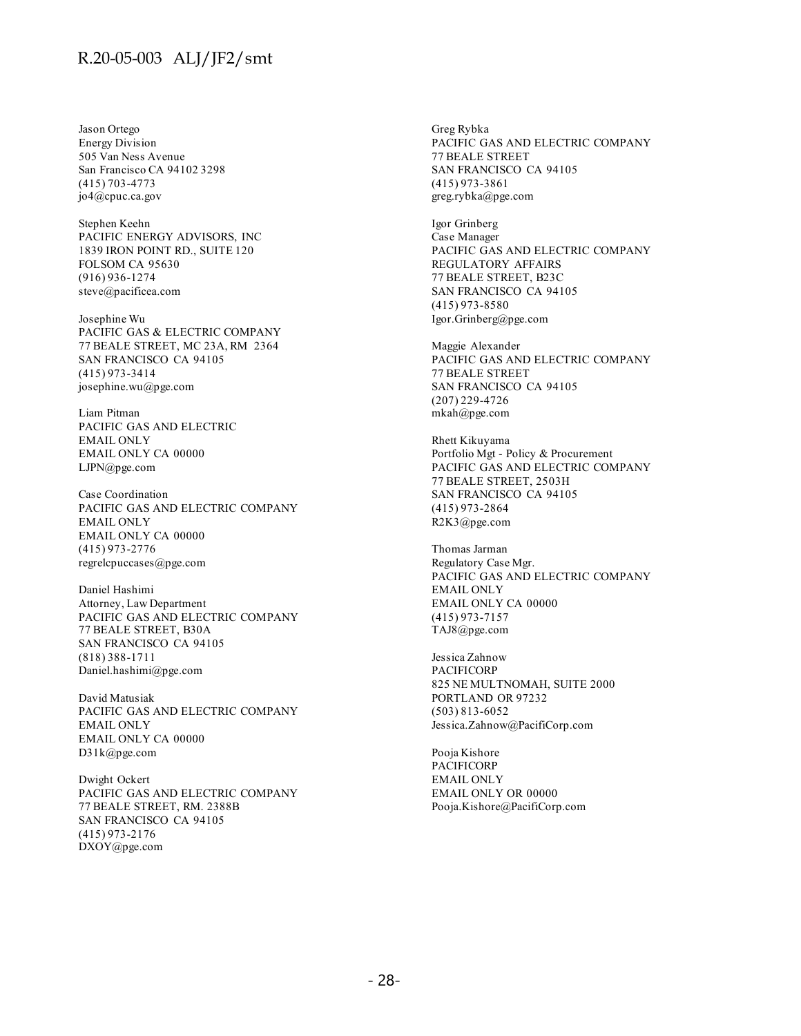Jason Ortego
Energy Division
505 Van Ness Avenue
San Francisco CA 94102 3298
(415) 703-4773
jo4@cpuc.ca.gov

Stephen Keehn
PACIFIC ENERGY ADVISORS, INC
1839 IRON POINT RD., SUITE 120
FOLSOM CA 95630
(916) 936-1274
steve@pacificea.com

Josephine Wu
PACIFIC GAS & ELECTRIC COMPANY
77 BEALE STREET, MC 23A, RM 2364
SAN FRANCISCO CA 94105
(415) 973-3414
josephine.wu@pge.com

Liam Pitman
PACIFIC GAS AND ELECTRIC
EMAIL ONLY
EMAIL ONLY CA 00000
LJPN@pge.com

Case Coordination
PACIFIC GAS AND ELECTRIC COMPANY
EMAIL ONLY
EMAIL ONLY CA 00000
(415) 973-2776
regrelcpuccases@pge.com

Daniel Hashimi
Attorney, Law Department
PACIFIC GAS AND ELECTRIC COMPANY
77 BEALE STREET, B30A
SAN FRANCISCO CA 94105
(818) 388-1711
Daniel.hashimi@pge.com

David Matusiak
PACIFIC GAS AND ELECTRIC COMPANY
EMAIL ONLY
EMAIL ONLY CA 00000
D31k@pge.com

Dwight Ockert
PACIFIC GAS AND ELECTRIC COMPANY
77 BEALE STREET, RM. 2388B
SAN FRANCISCO CA 94105
(415) 973-2176
DXOY@pge.com

Greg Rybka
PACIFIC GAS AND ELECTRIC COMPANY
77 BEALE STREET
SAN FRANCISCO CA 94105
(415) 973-3861
greg.rybka@pge.com

Igor Grinberg
Case Manager
PACIFIC GAS AND ELECTRIC COMPANY
REGULATORY AFFAIRS
77 BEALE STREET, B23C
SAN FRANCISCO CA 94105
(415) 973-8580
Igor.Grinberg@pge.com

Maggie Alexander
PACIFIC GAS AND ELECTRIC COMPANY
77 BEALE STREET
SAN FRANCISCO CA 94105
(207) 229-4726
mkah@pge.com

Rhett Kikuyama
Portfolio Mgt - Policy & Procurement
PACIFIC GAS AND ELECTRIC COMPANY
77 BEALE STREET, 2503H
SAN FRANCISCO CA 94105
(415) 973-2864
R2K3@pge.com

Thomas Jarman
Regulatory Case Mgr.
PACIFIC GAS AND ELECTRIC COMPANY
EMAIL ONLY
EMAIL ONLY CA 00000
(415) 973-7157
TAJ8@pge.com

Jessica Zahnow
PACIFICORP
825 NE MULTNOMAH, SUITE 2000
PORTLAND OR 97232
(503) 813-6052
Jessica.Zahnow@PacifiCorp.com

Pooja Kishore
PACIFICORP
EMAIL ONLY
EMAIL ONLY OR 00000
Pooja.Kishore@PacifiCorp.com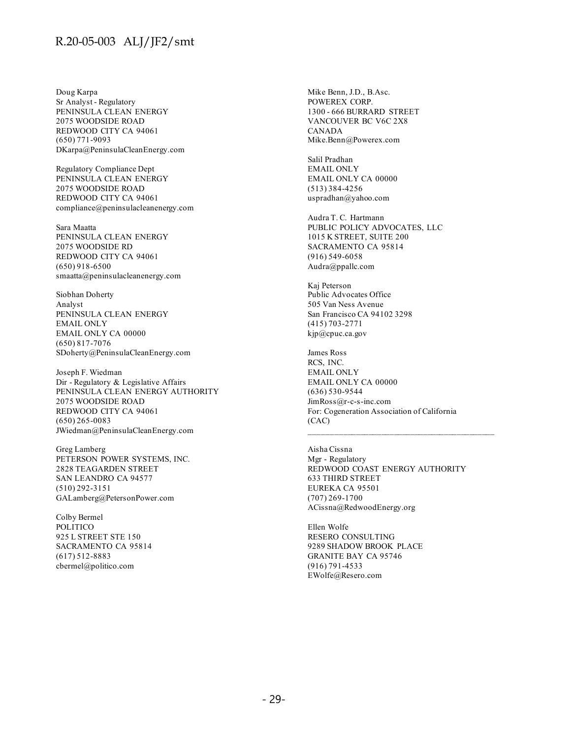Doug Karpa
Sr Analyst - Regulatory
PENINSULA CLEAN ENERGY
2075 WOODSIDE ROAD
REDWOOD CITY CA 94061
(650) 771-9093
DKarpa@PeninsulaCleanEnergy.com

Regulatory Compliance Dept
PENINSULA CLEAN ENERGY
2075 WOODSIDE ROAD
REDWOOD CITY CA 94061
compliance@peninsulacleanenergy.com

Sara Maatta
PENINSULA CLEAN ENERGY
2075 WOODSIDE RD
REDWOOD CITY CA 94061
(650) 918-6500
smaatta@peninsulacleanenergy.com

Siobhan Doherty
Analyst
PENINSULA CLEAN ENERGY
EMAIL ONLY
EMAIL ONLY CA 00000
(650) 817-7076
SDoherty@PeninsulaCleanEnergy.com

Joseph F. Wiedman
Dir - Regulatory & Legislative Affairs
PENINSULA CLEAN ENERGY AUTHORITY
2075 WOODSIDE ROAD
REDWOOD CITY CA 94061
(650) 265-0083
JWiedman@PeninsulaCleanEnergy.com

Greg Lamberg
PETERSON POWER SYSTEMS, INC.
2828 TEAGARDEN STREET
SAN LEANDRO CA 94577
(510) 292-3151
GALamberg@PetersonPower.com

Colby Bermel
POLITICO
925 L STREET STE 150
SACRAMENTO CA 95814
(617) 512-8883
cbermel@politico.com

Mike Benn, J.D., B.Asc.
POWEREX CORP.
1300 - 666 BURRARD STREET
VANCOUVER BC V6C 2X8
CANADA
Mike.Benn@Powerex.com

Salil Pradhan
EMAIL ONLY
EMAIL ONLY CA 00000
(513) 384-4256
uspradhan@yahoo.com

Audra T. C. Hartmann
PUBLIC POLICY ADVOCATES, LLC
1015 K STREET, SUITE 200
SACRAMENTO CA 95814
(916) 549-6058
Audra@ppallc.com

Kaj Peterson
Public Advocates Office
505 Van Ness Avenue
San Francisco CA 94102 3298
(415) 703-2771
kjp@cpuc.ca.gov

James Ross
RCS, INC.
EMAIL ONLY
EMAIL ONLY CA 00000
(636) 530-9544
JimRoss@r-c-s-inc.com
For: Cogeneration Association of California (CAC)

---

Aisha Cissna
Mgr - Regulatory
REDWOOD COAST ENERGY AUTHORITY
633 THIRD STREET
EUREKA CA 95501
(707) 269-1700
ACissna@RedwoodEnergy.org

Ellen Wolfe
RESERO CONSULTING
9289 SHADOW BROOK PLACE
GRANITE BAY CA 95746
(916) 791-4533
EWolfe@Resero.com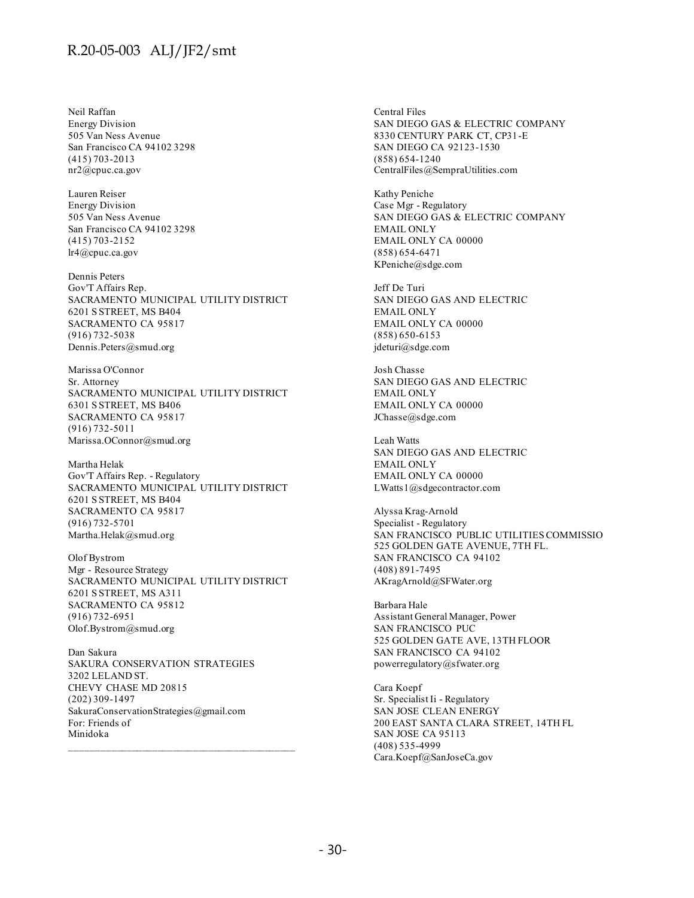Neil Raffan
Energy Division
505 Van Ness Avenue
San Francisco CA 94102 3298
(415) 703-2013
nr2@cpuc.ca.gov

Lauren Reiser
Energy Division
505 Van Ness Avenue
San Francisco CA 94102 3298
(415) 703-2152
lr4@cpuc.ca.gov

Dennis Peters
Gov'T Affairs Rep.
SACRAMENTO MUNICIPAL UTILITY DISTRICT
6201 S STREET, MS B404
SACRAMENTO CA 95817
(916) 732-5038
Dennis.Peters@smud.org

Marissa O'Connor
Sr. Attorney
SACRAMENTO MUNICIPAL UTILITY DISTRICT
6301 S STREET, MS B406
SACRAMENTO CA 95817
(916) 732-5011
Marissa.OConnor@smud.org

Martha Helak
Gov'T Affairs Rep. - Regulatory
SACRAMENTO MUNICIPAL UTILITY DISTRICT
6201 S STREET, MS B404
SACRAMENTO CA 95817
(916) 732-5701
Martha.Helak@smud.org

Olof Bystrom
Mgr - Resource Strategy
SACRAMENTO MUNICIPAL UTILITY DISTRICT
6201 S STREET, MS A311
SACRAMENTO CA 95812
(916) 732-6951
Olof.Bystrom@smud.org

Dan Sakura
SAKURA CONSERVATION STRATEGIES
3202 LELAND ST.
CHEVY CHASE MD 20815
(202) 309-1497
SakuraConservationStrategies@gmail.com
For: Friends of
Minidoka

---

Central Files
SAN DIEGO GAS & ELECTRIC COMPANY
8330 CENTURY PARK CT, CP31-E
SAN DIEGO CA 92123-1530
(858) 654-1240
CentralFiles@SempraUtilities.com

Kathy Peniche
Case Mgr - Regulatory
SAN DIEGO GAS & ELECTRIC COMPANY
EMAIL ONLY
EMAIL ONLY CA 00000
(858) 654-6471
KPeniche@sdge.com

Jeff De Turi
SAN DIEGO GAS AND ELECTRIC
EMAIL ONLY
EMAIL ONLY CA 00000
(858) 650-6153
jdeturi@sdge.com

Josh Chasse
SAN DIEGO GAS AND ELECTRIC
EMAIL ONLY
EMAIL ONLY CA 00000
JChasse@sdge.com

Leah Watts
SAN DIEGO GAS AND ELECTRIC
EMAIL ONLY
EMAIL ONLY CA 00000
LWatts1@sdgecontractor.com

Alyssa Krag-Arnold
Specialist - Regulatory
SAN FRANCISCO PUBLIC UTILITIES COMMISSIO
525 GOLDEN GATE AVENUE, 7TH FL.
SAN FRANCISCO CA 94102
(408) 891-7495
AKragArnold@SFWater.org

Barbara Hale
Assistant General Manager, Power
SAN FRANCISCO PUC
525 GOLDEN GATE AVE, 13TH FLOOR
SAN FRANCISCO CA 94102
powerregulatory@sfwater.org

Cara Koepf
Sr. Specialist Ii - Regulatory
SAN JOSE CLEAN ENERGY
200 EAST SANTA CLARA STREET, 14TH FL
SAN JOSE CA 95113
(408) 535-4999
Cara.Koepf@SanJoseCa.gov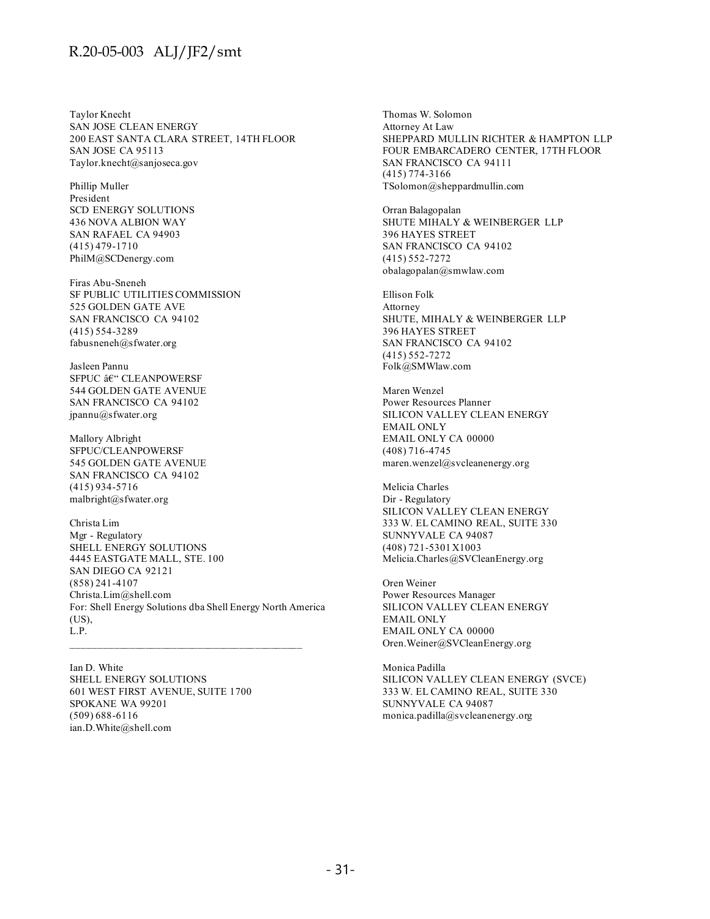Taylor Knecht
SAN JOSE CLEAN ENERGY
200 EAST SANTA CLARA STREET, 14TH FLOOR
SAN JOSE CA 95113
Taylor.knecht@sanjoseca.gov

Phillip Muller
President
SCD ENERGY SOLUTIONS
436 NOVA ALBION WAY
SAN RAFAEL CA 94903
(415) 479-1710
PhilM@SCDenergy.com

Firas Abu-Sneneh
SF PUBLIC UTILITIES COMMISSION
525 GOLDEN GATE AVE
SAN FRANCISCO CA 94102
(415) 554-3289
fabusneneh@sfwater.org

Jasleen Pannu
SFPUC â€“ CLEANPOWERSF
544 GOLDEN GATE AVENUE
SAN FRANCISCO CA 94102
jpannu@sfwater.org

Mallory Albright
SFPUC/CLEANPOWERSF
545 GOLDEN GATE AVENUE
SAN FRANCISCO CA 94102
(415) 934-5716
malbright@sfwater.org

Christa Lim
Mgr - Regulatory
SHELL ENERGY SOLUTIONS
4445 EASTGATE MALL, STE. 100
SAN DIEGO CA 92121
(858) 241-4107
Christa.Lim@shell.com
For: Shell Energy Solutions dba Shell Energy North America (US),
L.P.

---

Ian D. White
SHELL ENERGY SOLUTIONS
601 WEST FIRST AVENUE, SUITE 1700
SPOKANE WA 99201
(509) 688-6116
ian.D.White@shell.com

Thomas W. Solomon
Attorney At Law
SHEPPARD MULLIN RICHTER & HAMPTON LLP
FOUR EMBARCADERO CENTER, 17TH FLOOR
SAN FRANCISCO CA 94111
(415) 774-3166
TSolomon@sheppardmullin.com

Orran Balagopalan
SHUTE MIHALY & WEINBERGER LLP
396 HAYES STREET
SAN FRANCISCO CA 94102
(415) 552-7272
obalagopalan@smwlaw.com

Ellison Folk
Attorney
SHUTE, MIHALY & WEINBERGER LLP
396 HAYES STREET
SAN FRANCISCO CA 94102
(415) 552-7272
Folk@SMWlaw.com

Maren Wenzel
Power Resources Planner
SILICON VALLEY CLEAN ENERGY
EMAIL ONLY
EMAIL ONLY CA 00000
(408) 716-4745
maren.wenzel@svcleanenergy.org

Melicia Charles
Dir - Regulatory
SILICON VALLEY CLEAN ENERGY
333 W. EL CAMINO REAL, SUITE 330
SUNNYVALE CA 94087
(408) 721-5301 X1003
Melicia.Charles@SVCleanEnergy.org

Oren Weiner
Power Resources Manager
SILICON VALLEY CLEAN ENERGY
EMAIL ONLY
EMAIL ONLY CA 00000
Oren.Weiner@SVCleanEnergy.org

Monica Padilla
SILICON VALLEY CLEAN ENERGY (SVCE)
333 W. EL CAMINO REAL, SUITE 330
SUNNYVALE CA 94087
monica.padilla@svcleanenergy.org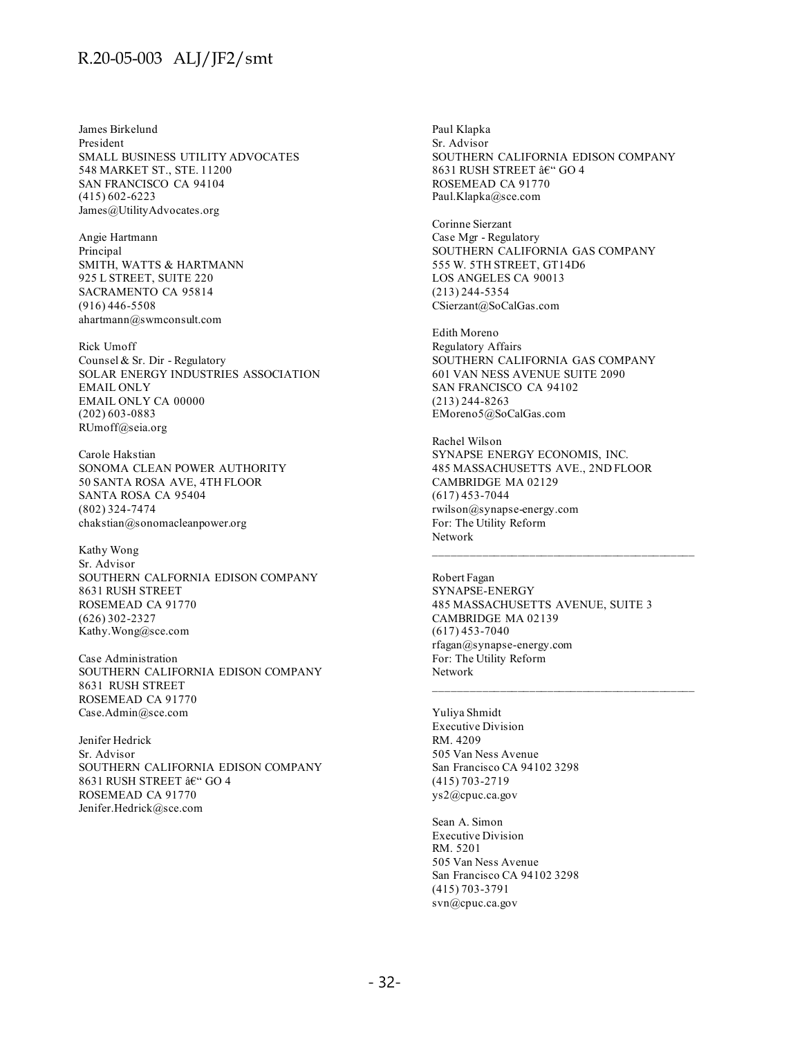James Birkelund
President
SMALL BUSINESS UTILITY ADVOCATES
548 MARKET ST., STE. 11200
SAN FRANCISCO CA 94104
(415) 602-6223
James@UtilityAdvocates.org

Angie Hartmann
Principal
SMITH, WATTS & HARTMANN
925 L STREET, SUITE 220
SACRAMENTO CA 95814
(916) 446-5508
ahartmann@swmconsult.com

Rick Umoff
Counsel & Sr. Dir - Regulatory
SOLAR ENERGY INDUSTRIES ASSOCIATION
EMAIL ONLY
EMAIL ONLY CA 00000
(202) 603-0883
RUmoff@seia.org

Carole Hakstian
SONOMA CLEAN POWER AUTHORITY
50 SANTA ROSA AVE, 4TH FLOOR
SANTA ROSA CA 95404
(802) 324-7474
chakstian@sonomacleanpower.org

Kathy Wong
Sr. Advisor
SOUTHERN CALFORNIA EDISON COMPANY
8631 RUSH STREET
ROSEMEAD CA 91770
(626) 302-2327
Kathy.Wong@sce.com

Case Administration
SOUTHERN CALIFORNIA EDISON COMPANY
8631 RUSH STREET
ROSEMEAD CA 91770
Case.Admin@sce.com

Jenifer Hedrick
Sr. Advisor
SOUTHERN CALIFORNIA EDISON COMPANY
8631 RUSH STREET â€“ GO 4
ROSEMEAD CA 91770
Jenifer.Hedrick@sce.com

Paul Klapka
Sr. Advisor
SOUTHERN CALIFORNIA EDISON COMPANY
8631 RUSH STREET â€“ GO 4
ROSEMEAD CA 91770
Paul.Klapka@sce.com

Corinne Sierzant
Case Mgr - Regulatory
SOUTHERN CALIFORNIA GAS COMPANY
555 W. 5TH STREET, GT14D6
LOS ANGELES CA 90013
(213) 244-5354
CSierzant@SoCalGas.com

Edith Moreno
Regulatory Affairs
SOUTHERN CALIFORNIA GAS COMPANY
601 VAN NESS AVENUE SUITE 2090
SAN FRANCISCO CA 94102
(213) 244-8263
EMoreno5@SoCalGas.com

Rachel Wilson
SYNAPSE ENERGY ECONOMIS, INC.
485 MASSACHUSETTS AVE., 2ND FLOOR
CAMBRIDGE MA 02129
(617) 453-7044
rwilson@synapse-energy.com
For: The Utility Reform Network

---

Robert Fagan
SYNAPSE-ENERGY
485 MASSACHUSETTS AVENUE, SUITE 3
CAMBRIDGE MA 02139
(617) 453-7040
rfagan@synapse-energy.com
For: The Utility Reform Network

---

Yuliya Shmidt
Executive Division
RM. 4209
505 Van Ness Avenue
San Francisco CA 94102 3298
(415) 703-2719
ys2@cpuc.ca.gov

Sean A. Simon
Executive Division
RM. 5201
505 Van Ness Avenue
San Francisco CA 94102 3298
(415) 703-3791
svn@cpuc.ca.gov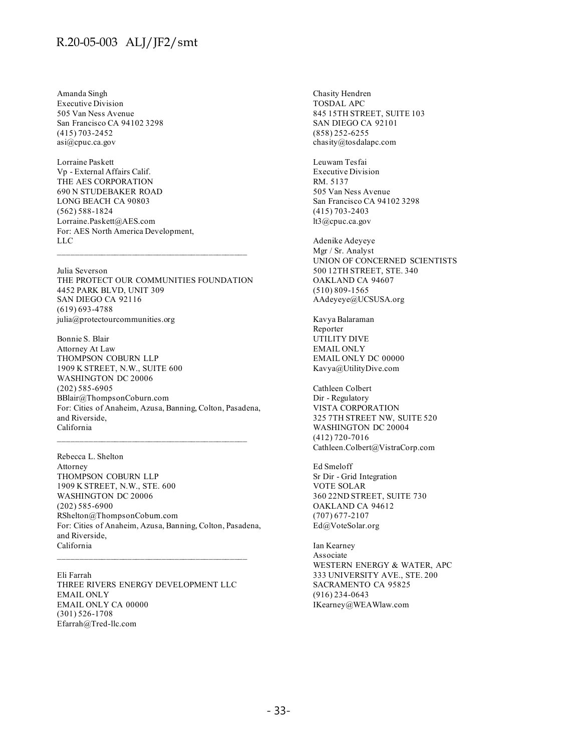Amanda Singh
Executive Division
505 Van Ness Avenue
San Francisco CA 94102 3298
(415) 703-2452
asi@cpuc.ca.gov

Lorraine Paskett
Vp - External Affairs Calif.
THE AES CORPORATION
690 N STUDEBAKER ROAD
LONG BEACH CA 90803
(562) 588-1824
Lorraine.Paskett@AES.com
For: AES North America Development, LLC

---

Julia Severson
THE PROTECT OUR COMMUNITIES FOUNDATION
4452 PARK BLVD, UNIT 309
SAN DIEGO CA 92116
(619) 693-4788
julia@protectourcommunities.org

Bonnie S. Blair
Attorney At Law
THOMPSON COBURN LLP
1909 K STREET, N.W., SUITE 600
WASHINGTON DC 20006
(202) 585-6905
BBlair@ThompsonCoburn.com
For: Cities of Anaheim, Azusa, Banning, Colton, Pasadena, and Riverside, California

---

Rebecca L. Shelton
Attorney
THOMPSON COBURN LLP
1909 K STREET, N.W., STE. 600
WASHINGTON DC 20006
(202) 585-6900
RShelton@ThompsonCoburn.com
For: Cities of Anaheim, Azusa, Banning, Colton, Pasadena, and Riverside, California

---

Eli Farrah
THREE RIVERS ENERGY DEVELOPMENT LLC
EMAIL ONLY
EMAIL ONLY CA 00000
(301) 526-1708
Efarrah@Tred-llc.com

Chasity Hendren
TOSDAL APC
845 15TH STREET, SUITE 103
SAN DIEGO CA 92101
(858) 252-6255
chasity@tosdalapc.com

Leuwam Tesfai
Executive Division
RM. 5137
505 Van Ness Avenue
San Francisco CA 94102 3298
(415) 703-2403
lt3@cpuc.ca.gov

Adenike Adeyeye
Mgr / Sr. Analyst
UNION OF CONCERNED SCIENTISTS
500 12TH STREET, STE. 340
OAKLAND CA 94607
(510) 809-1565
AAdeyeye@UCSUSA.org

Kavya Balaraman
Reporter
UTILITY DIVE
EMAIL ONLY
EMAIL ONLY DC 00000
Kavya@UtilityDive.com

Cathleen Colbert
Dir - Regulatory
VISTA CORPORATION
325 7TH STREET NW, SUITE 520
WASHINGTON DC 20004
(412) 720-7016
Cathleen.Colbert@VistraCorp.com

Ed Smeloff
Sr Dir - Grid Integration
VOTE SOLAR
360 22ND STREET, SUITE 730
OAKLAND CA 94612
(707) 677-2107
Ed@VoteSolar.org

Ian Kearney
Associate
WESTERN ENERGY & WATER, APC
333 UNIVERSITY AVE., STE. 200
SACRAMENTO CA 95825
(916) 234-0643
IKearney@WEAWlaw.com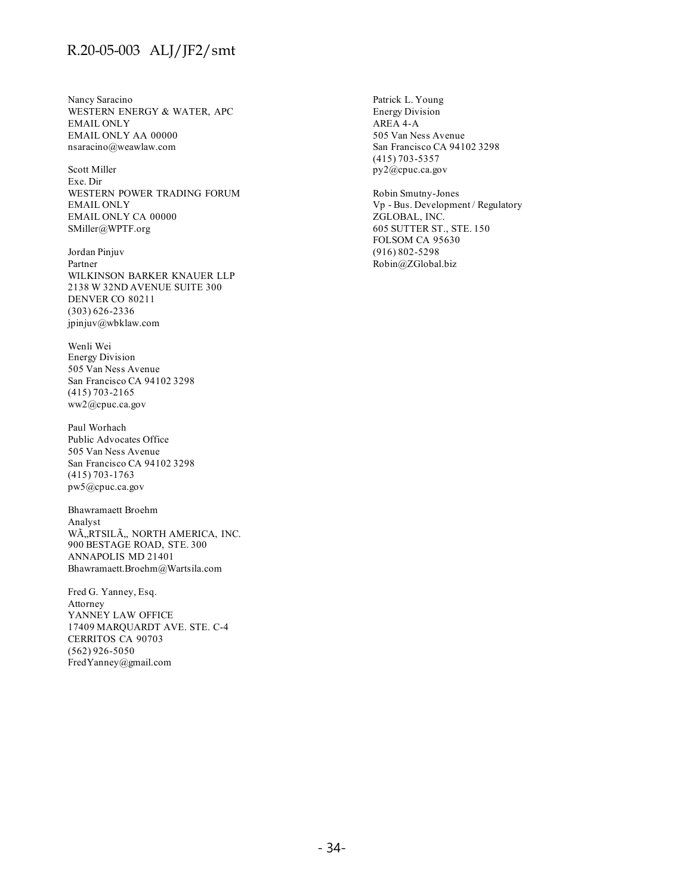Nancy Saracino
WESTERN ENERGY & WATER, APC
EMAIL ONLY
EMAIL ONLY AA 00000
nsaracino@weawlaw.com

Scott Miller
Exe. Dir
WESTERN POWER TRADING FORUM
EMAIL ONLY
EMAIL ONLY CA 00000
SMiller@WPTF.org

Jordan Pinjuv
Partner
WILKINSON BARKER KNAUER LLP
2138 W 32ND AVENUE SUITE 300
DENVER CO 80211
(303) 626-2336
jpinjuv@wbklaw.com

Wenli Wei
Energy Division
505 Van Ness Avenue
San Francisco CA 94102 3298
(415) 703-2165
ww2@cpuc.ca.gov

Paul Worhach
Public Advocates Office
505 Van Ness Avenue
San Francisco CA 94102 3298
(415) 703-1763
pw5@cpuc.ca.gov

Bhawramaett Broehm
Analyst
WÃ„RTSILÃ„ NORTH AMERICA, INC.
900 BESTAGE ROAD, STE. 300
ANNAPOLIS MD 21401
Bhawramaett.Broehm@Wartsila.com

Fred G. Yanney, Esq.
Attorney
YANNEY LAW OFFICE
17409 MARQUARDT AVE. STE. C-4
CERRITOS CA 90703
(562) 926-5050
FredYanney@gmail.com

Patrick L. Young
Energy Division
AREA 4-A
505 Van Ness Avenue
San Francisco CA 94102 3298
(415) 703-5357
py2@cpuc.ca.gov

Robin Smutny-Jones
Vp - Bus. Development / Regulatory
ZGLOBAL, INC.
605 SUTTER ST., STE. 150
FOLSOM CA 95630
(916) 802-5298
Robin@ZGlobal.biz